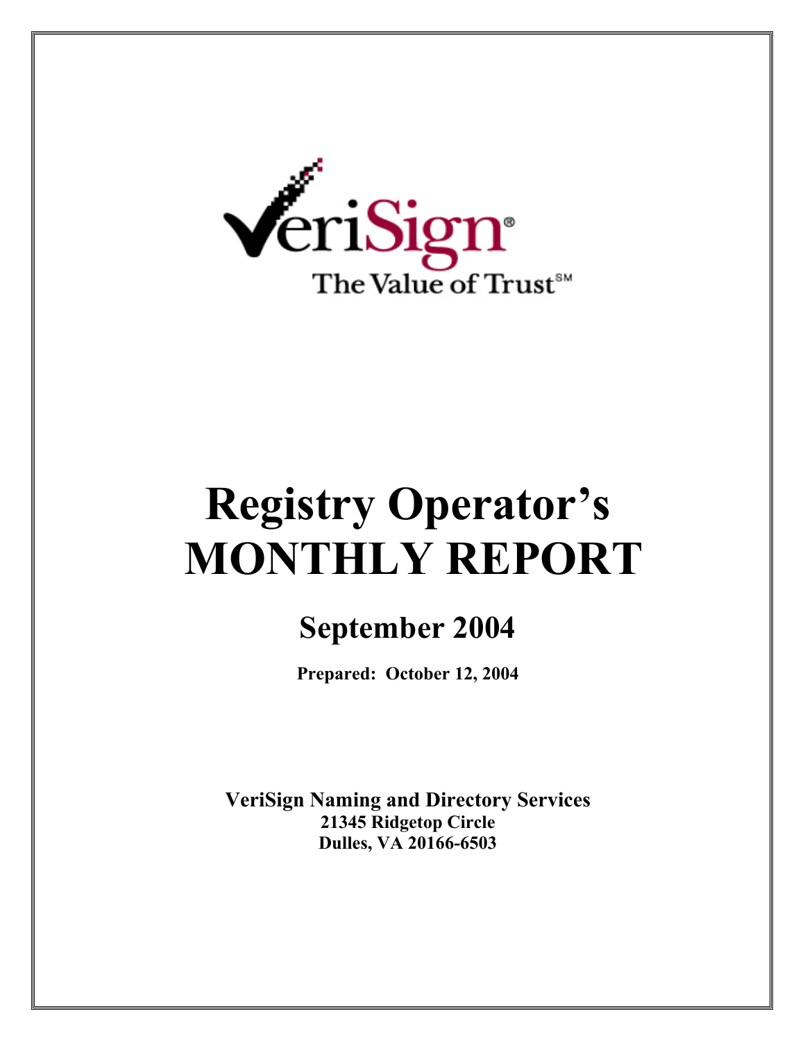VeriSign®

The Value of Trust℠

# Registry Operator's MONTHLY REPORT

## September 2004

**Prepared: October 12, 2004**

**VeriSign Naming and Directory Services**
**21345 Ridgetop Circle**
**Dulles, VA 20166-6503**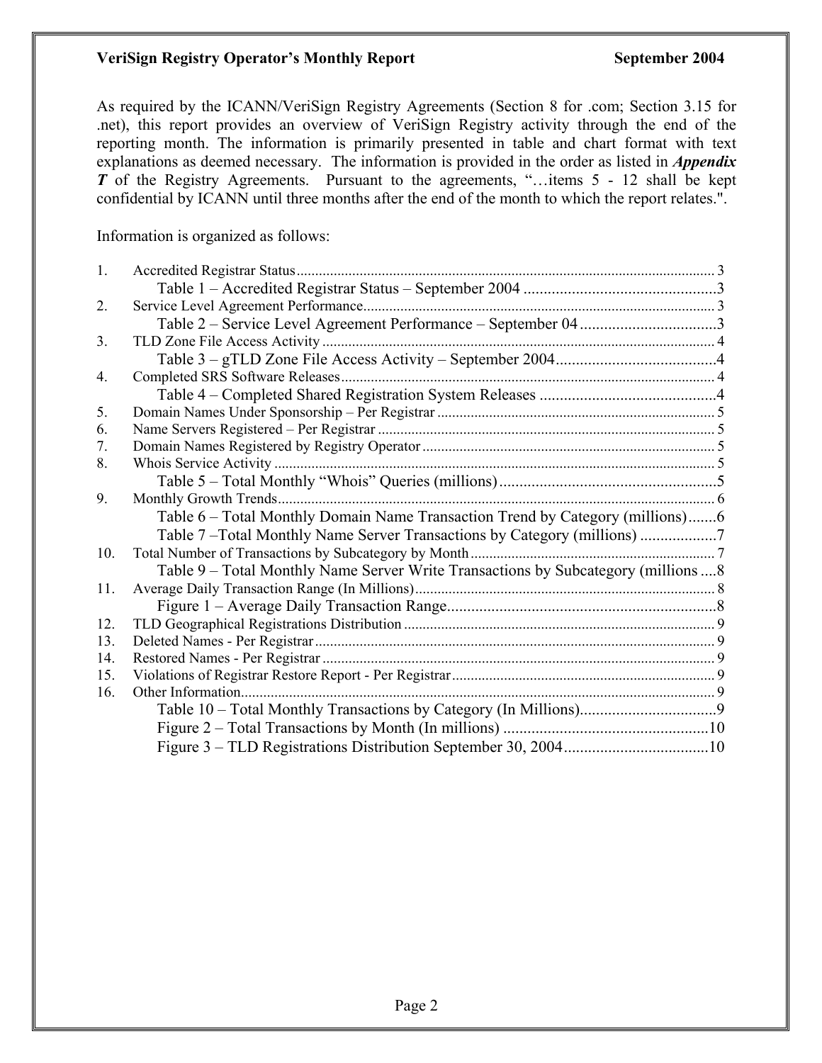As required by the ICANN/VeriSign Registry Agreements (Section 8 for .com; Section 3.15 for .net), this report provides an overview of VeriSign Registry activity through the end of the reporting month. The information is primarily presented in table and chart format with text explanations as deemed necessary. The information is provided in the order as listed in ***Appendix T*** of the Registry Agreements. Pursuant to the agreements, "…items 5 - 12 shall be kept confidential by ICANN until three months after the end of the month to which the report relates.".

Information is organized as follows:

1. Accredited Registrar Status ........ 3
   - Table 1 – Accredited Registrar Status – September 2004 ........ 3
2. Service Level Agreement Performance ........ 3
   - Table 2 – Service Level Agreement Performance – September 04 ........ 3
3. TLD Zone File Access Activity ........ 4
   - Table 3 – gTLD Zone File Access Activity – September 2004 ........ 4
4. Completed SRS Software Releases ........ 4
   - Table 4 – Completed Shared Registration System Releases ........ 4
5. Domain Names Under Sponsorship – Per Registrar ........ 5
6. Name Servers Registered – Per Registrar ........ 5
7. Domain Names Registered by Registry Operator ........ 5
8. Whois Service Activity ........ 5
   - Table 5 – Total Monthly "Whois" Queries (millions) ........ 5
9. Monthly Growth Trends ........ 6
   - Table 6 – Total Monthly Domain Name Transaction Trend by Category (millions) ........ 6
   - Table 7 –Total Monthly Name Server Transactions by Category (millions) ........ 7
10. Total Number of Transactions by Subcategory by Month ........ 7
    - Table 9 – Total Monthly Name Server Write Transactions by Subcategory (millions ........ 8
11. Average Daily Transaction Range (In Millions) ........ 8
    - Figure 1 – Average Daily Transaction Range ........ 8
12. TLD Geographical Registrations Distribution ........ 9
13. Deleted Names - Per Registrar ........ 9
14. Restored Names - Per Registrar ........ 9
15. Violations of Registrar Restore Report - Per Registrar ........ 9
16. Other Information ........ 9
    - Table 10 – Total Monthly Transactions by Category (In Millions) ........ 9
    - Figure 2 – Total Transactions by Month (In millions) ........ 10
    - Figure 3 – TLD Registrations Distribution September 30, 2004 ........ 10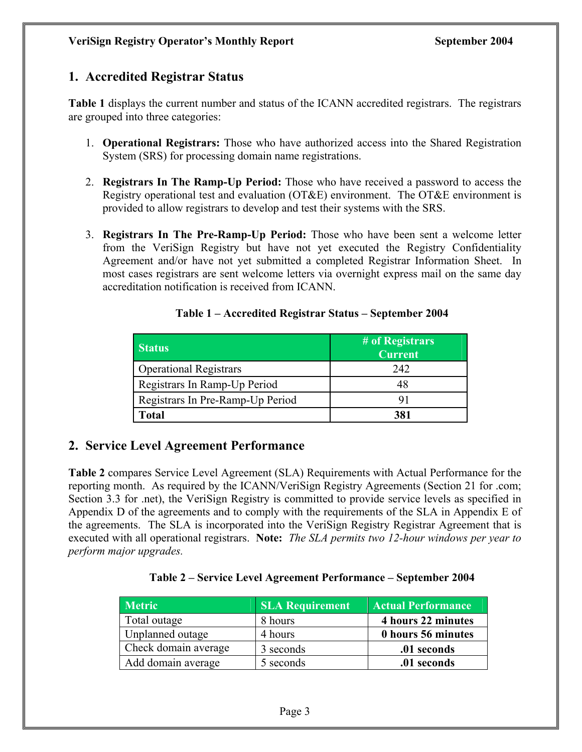## 1. Accredited Registrar Status

**Table 1** displays the current number and status of the ICANN accredited registrars. The registrars are grouped into three categories:

1. **Operational Registrars:** Those who have authorized access into the Shared Registration System (SRS) for processing domain name registrations.

2. **Registrars In The Ramp-Up Period:** Those who have received a password to access the Registry operational test and evaluation (OT&E) environment. The OT&E environment is provided to allow registrars to develop and test their systems with the SRS.

3. **Registrars In The Pre-Ramp-Up Period:** Those who have been sent a welcome letter from the VeriSign Registry but have not yet executed the Registry Confidentiality Agreement and/or have not yet submitted a completed Registrar Information Sheet. In most cases registrars are sent welcome letters via overnight express mail on the same day accreditation notification is received from ICANN.

**Table 1 – Accredited Registrar Status – September 2004**

| Status | # of Registrars Current |
|---|---|
| Operational Registrars | 242 |
| Registrars In Ramp-Up Period | 48 |
| Registrars In Pre-Ramp-Up Period | 91 |
| **Total** | **381** |

## 2. Service Level Agreement Performance

**Table 2** compares Service Level Agreement (SLA) Requirements with Actual Performance for the reporting month. As required by the ICANN/VeriSign Registry Agreements (Section 21 for .com; Section 3.3 for .net), the VeriSign Registry is committed to provide service levels as specified in Appendix D of the agreements and to comply with the requirements of the SLA in Appendix E of the agreements. The SLA is incorporated into the VeriSign Registry Registrar Agreement that is executed with all operational registrars. **Note:** *The SLA permits two 12-hour windows per year to perform major upgrades.*

**Table 2 – Service Level Agreement Performance – September 2004**

| Metric | SLA Requirement | Actual Performance |
|---|---|---|
| Total outage | 8 hours | **4 hours 22 minutes** |
| Unplanned outage | 4 hours | **0 hours 56 minutes** |
| Check domain average | 3 seconds | **.01 seconds** |
| Add domain average | 5 seconds | **.01 seconds** |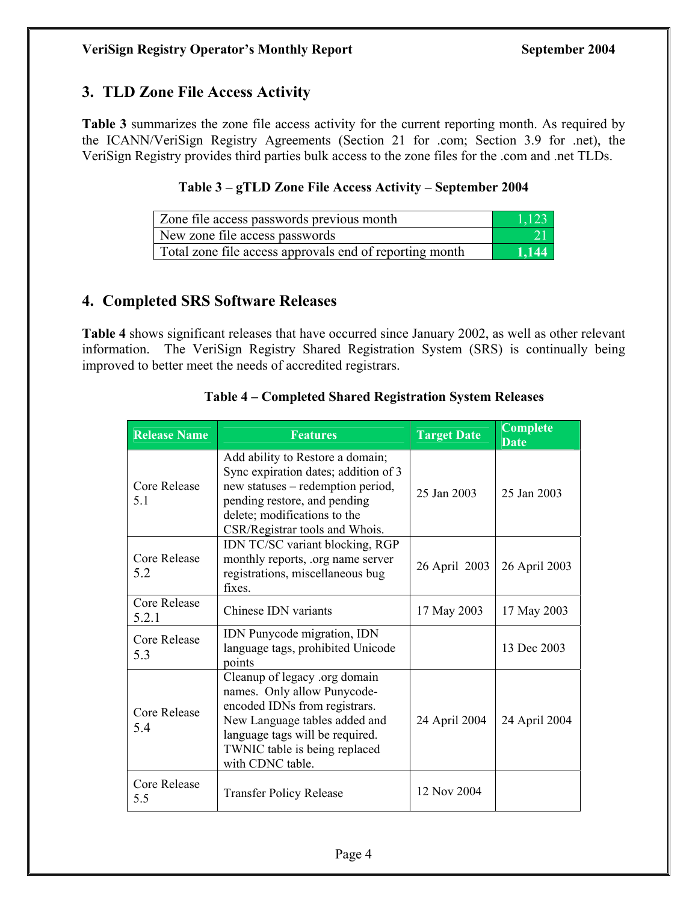## 3. TLD Zone File Access Activity

**Table 3** summarizes the zone file access activity for the current reporting month. As required by the ICANN/VeriSign Registry Agreements (Section 21 for .com; Section 3.9 for .net), the VeriSign Registry provides third parties bulk access to the zone files for the .com and .net TLDs.

**Table 3 – gTLD Zone File Access Activity – September 2004**

| | |
|---|---|
| Zone file access passwords previous month | 1,123 |
| New zone file access passwords | 21 |
| Total zone file access approvals end of reporting month | **1,144** |

## 4. Completed SRS Software Releases

**Table 4** shows significant releases that have occurred since January 2002, as well as other relevant information. The VeriSign Registry Shared Registration System (SRS) is continually being improved to better meet the needs of accredited registrars.

**Table 4 – Completed Shared Registration System Releases**

| Release Name | Features | Target Date | Complete Date |
|---|---|---|---|
| Core Release 5.1 | Add ability to Restore a domain; Sync expiration dates; addition of 3 new statuses – redemption period, pending restore, and pending delete; modifications to the CSR/Registrar tools and Whois. | 25 Jan 2003 | 25 Jan 2003 |
| Core Release 5.2 | IDN TC/SC variant blocking, RGP monthly reports, .org name server registrations, miscellaneous bug fixes. | 26 April 2003 | 26 April 2003 |
| Core Release 5.2.1 | Chinese IDN variants | 17 May 2003 | 17 May 2003 |
| Core Release 5.3 | IDN Punycode migration, IDN language tags, prohibited Unicode points | | 13 Dec 2003 |
| Core Release 5.4 | Cleanup of legacy .org domain names. Only allow Punycode-encoded IDNs from registrars. New Language tables added and language tags will be required. TWNIC table is being replaced with CDNC table. | 24 April 2004 | 24 April 2004 |
| Core Release 5.5 | Transfer Policy Release | 12 Nov 2004 | |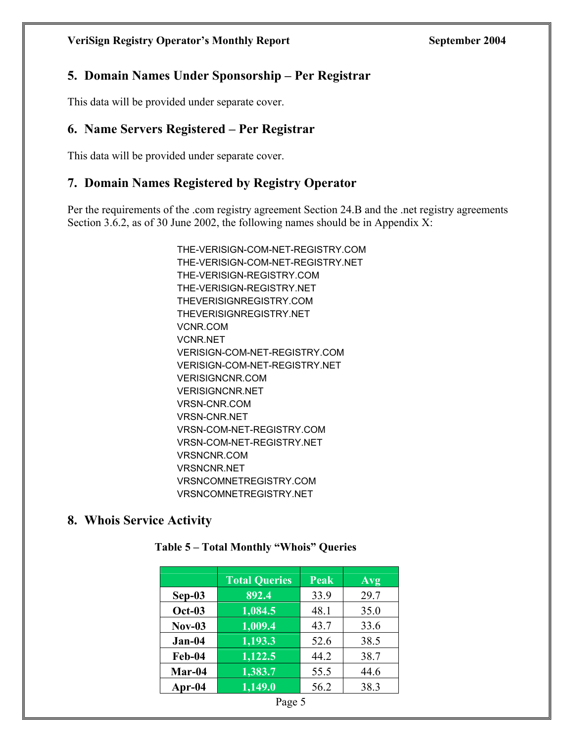## 5. Domain Names Under Sponsorship – Per Registrar

This data will be provided under separate cover.

## 6. Name Servers Registered – Per Registrar

This data will be provided under separate cover.

## 7. Domain Names Registered by Registry Operator

Per the requirements of the .com registry agreement Section 24.B and the .net registry agreements Section 3.6.2, as of 30 June 2002, the following names should be in Appendix X:

THE-VERISIGN-COM-NET-REGISTRY.COM
THE-VERISIGN-COM-NET-REGISTRY.NET
THE-VERISIGN-REGISTRY.COM
THE-VERISIGN-REGISTRY.NET
THEVERISIGNREGISTRY.COM
THEVERISIGNREGISTRY.NET
VCNR.COM
VCNR.NET
VERISIGN-COM-NET-REGISTRY.COM
VERISIGN-COM-NET-REGISTRY.NET
VERISIGNCNR.COM
VERISIGNCNR.NET
VRSN-CNR.COM
VRSN-CNR.NET
VRSN-COM-NET-REGISTRY.COM
VRSN-COM-NET-REGISTRY.NET
VRSNCNR.COM
VRSNCNR.NET
VRSNCOMNETREGISTRY.COM
VRSNCOMNETREGISTRY.NET

## 8. Whois Service Activity

**Table 5 – Total Monthly "Whois" Queries**

| | Total Queries | Peak | Avg |
|---|---|---|---|
| **Sep-03** | 892.4 | 33.9 | 29.7 |
| **Oct-03** | 1,084.5 | 48.1 | 35.0 |
| **Nov-03** | 1,009.4 | 43.7 | 33.6 |
| **Jan-04** | 1,193.3 | 52.6 | 38.5 |
| **Feb-04** | 1,122.5 | 44.2 | 38.7 |
| **Mar-04** | 1,383.7 | 55.5 | 44.6 |
| **Apr-04** | 1,149.0 | 56.2 | 38.3 |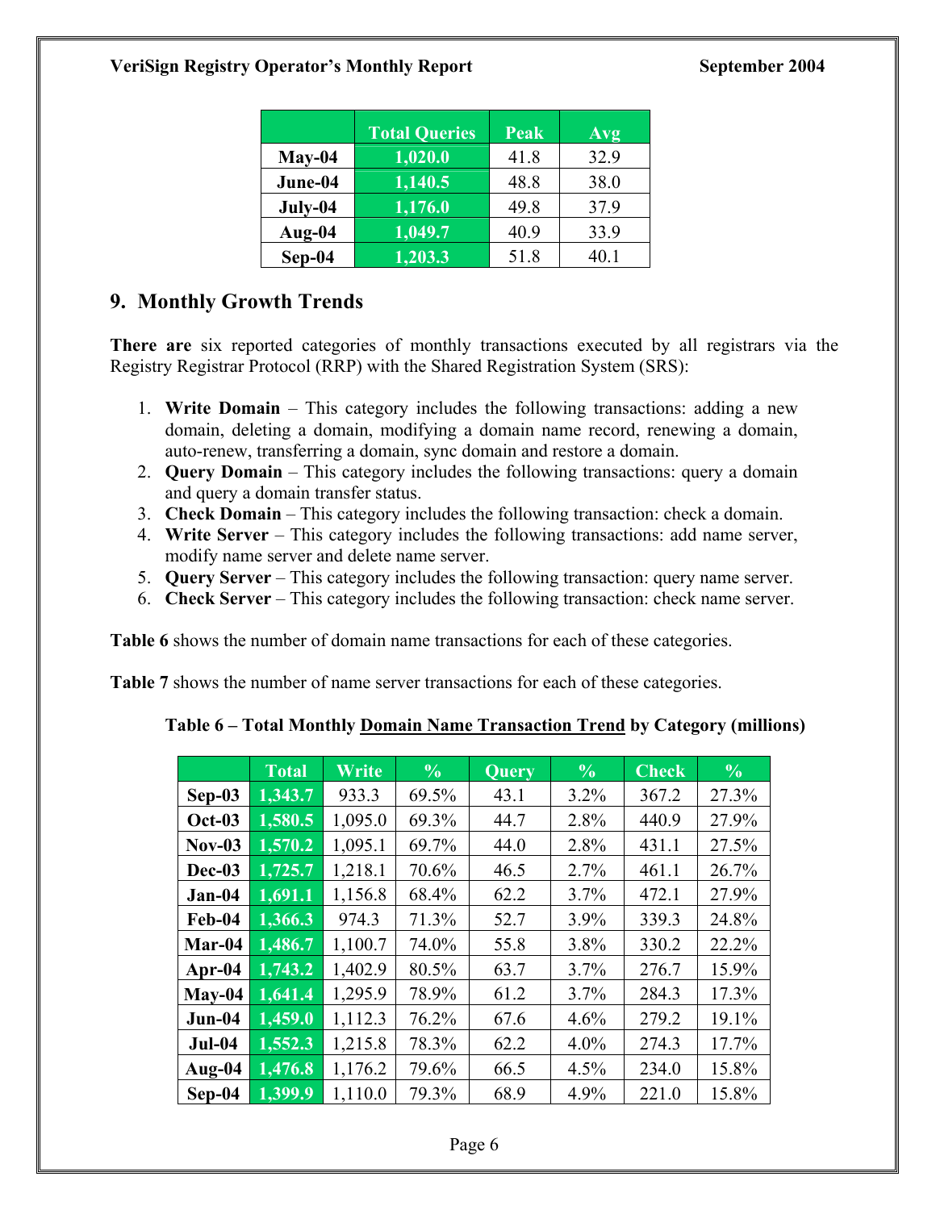| | Total Queries | Peak | Avg |
|---|---|---|---|
| **May-04** | **1,020.0** | 41.8 | 32.9 |
| **June-04** | **1,140.5** | 48.8 | 38.0 |
| **July-04** | **1,176.0** | 49.8 | 37.9 |
| **Aug-04** | **1,049.7** | 40.9 | 33.9 |
| **Sep-04** | **1,203.3** | 51.8 | 40.1 |

## 9. Monthly Growth Trends

**There are** six reported categories of monthly transactions executed by all registrars via the Registry Registrar Protocol (RRP) with the Shared Registration System (SRS):

1. **Write Domain** – This category includes the following transactions: adding a new domain, deleting a domain, modifying a domain name record, renewing a domain, auto-renew, transferring a domain, sync domain and restore a domain.
2. **Query Domain** – This category includes the following transactions: query a domain and query a domain transfer status.
3. **Check Domain** – This category includes the following transaction: check a domain.
4. **Write Server** – This category includes the following transactions: add name server, modify name server and delete name server.
5. **Query Server** – This category includes the following transaction: query name server.
6. **Check Server** – This category includes the following transaction: check name server.

**Table 6** shows the number of domain name transactions for each of these categories.

**Table 7** shows the number of name server transactions for each of these categories.

**Table 6 – Total Monthly Domain Name Transaction Trend by Category (millions)**

| | Total | Write | % | Query | % | Check | % |
|---|---|---|---|---|---|---|---|
| **Sep-03** | **1,343.7** | 933.3 | 69.5% | 43.1 | 3.2% | 367.2 | 27.3% |
| **Oct-03** | **1,580.5** | 1,095.0 | 69.3% | 44.7 | 2.8% | 440.9 | 27.9% |
| **Nov-03** | **1,570.2** | 1,095.1 | 69.7% | 44.0 | 2.8% | 431.1 | 27.5% |
| **Dec-03** | **1,725.7** | 1,218.1 | 70.6% | 46.5 | 2.7% | 461.1 | 26.7% |
| **Jan-04** | **1,691.1** | 1,156.8 | 68.4% | 62.2 | 3.7% | 472.1 | 27.9% |
| **Feb-04** | **1,366.3** | 974.3 | 71.3% | 52.7 | 3.9% | 339.3 | 24.8% |
| **Mar-04** | **1,486.7** | 1,100.7 | 74.0% | 55.8 | 3.8% | 330.2 | 22.2% |
| **Apr-04** | **1,743.2** | 1,402.9 | 80.5% | 63.7 | 3.7% | 276.7 | 15.9% |
| **May-04** | **1,641.4** | 1,295.9 | 78.9% | 61.2 | 3.7% | 284.3 | 17.3% |
| **Jun-04** | **1,459.0** | 1,112.3 | 76.2% | 67.6 | 4.6% | 279.2 | 19.1% |
| **Jul-04** | **1,552.3** | 1,215.8 | 78.3% | 62.2 | 4.0% | 274.3 | 17.7% |
| **Aug-04** | **1,476.8** | 1,176.2 | 79.6% | 66.5 | 4.5% | 234.0 | 15.8% |
| **Sep-04** | **1,399.9** | 1,110.0 | 79.3% | 68.9 | 4.9% | 221.0 | 15.8% |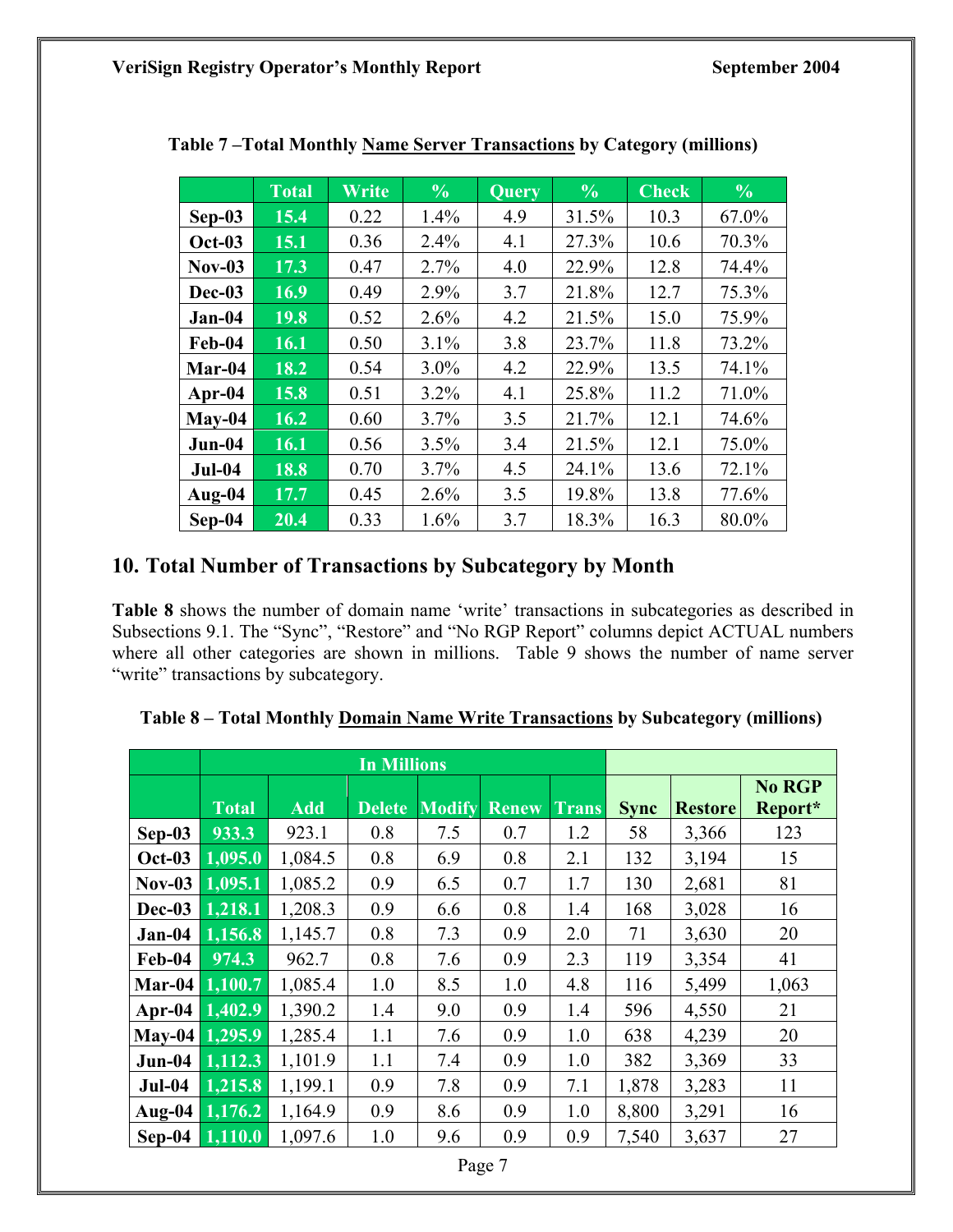**Table 7 –Total Monthly Name Server Transactions by Category (millions)**

| | Total | Write | % | Query | % | Check | % |
|---|---|---|---|---|---|---|---|
| Sep-03 | 15.4 | 0.22 | 1.4% | 4.9 | 31.5% | 10.3 | 67.0% |
| Oct-03 | 15.1 | 0.36 | 2.4% | 4.1 | 27.3% | 10.6 | 70.3% |
| Nov-03 | 17.3 | 0.47 | 2.7% | 4.0 | 22.9% | 12.8 | 74.4% |
| Dec-03 | 16.9 | 0.49 | 2.9% | 3.7 | 21.8% | 12.7 | 75.3% |
| Jan-04 | 19.8 | 0.52 | 2.6% | 4.2 | 21.5% | 15.0 | 75.9% |
| Feb-04 | 16.1 | 0.50 | 3.1% | 3.8 | 23.7% | 11.8 | 73.2% |
| Mar-04 | 18.2 | 0.54 | 3.0% | 4.2 | 22.9% | 13.5 | 74.1% |
| Apr-04 | 15.8 | 0.51 | 3.2% | 4.1 | 25.8% | 11.2 | 71.0% |
| May-04 | 16.2 | 0.60 | 3.7% | 3.5 | 21.7% | 12.1 | 74.6% |
| Jun-04 | 16.1 | 0.56 | 3.5% | 3.4 | 21.5% | 12.1 | 75.0% |
| Jul-04 | 18.8 | 0.70 | 3.7% | 4.5 | 24.1% | 13.6 | 72.1% |
| Aug-04 | 17.7 | 0.45 | 2.6% | 3.5 | 19.8% | 13.8 | 77.6% |
| Sep-04 | 20.4 | 0.33 | 1.6% | 3.7 | 18.3% | 16.3 | 80.0% |

## 10. Total Number of Transactions by Subcategory by Month

**Table 8** shows the number of domain name 'write' transactions in subcategories as described in Subsections 9.1. The "Sync", "Restore" and "No RGP Report" columns depict ACTUAL numbers where all other categories are shown in millions. Table 9 shows the number of name server "write" transactions by subcategory.

**Table 8 – Total Monthly Domain Name Write Transactions by Subcategory (millions)**

| | In Millions | | | | | | | | |
|---|---|---|---|---|---|---|---|---|---|
| | Total | Add | Delete | Modify | Renew | Trans | Sync | Restore | No RGP Report* |
| Sep-03 | 933.3 | 923.1 | 0.8 | 7.5 | 0.7 | 1.2 | 58 | 3,366 | 123 |
| Oct-03 | 1,095.0 | 1,084.5 | 0.8 | 6.9 | 0.8 | 2.1 | 132 | 3,194 | 15 |
| Nov-03 | 1,095.1 | 1,085.2 | 0.9 | 6.5 | 0.7 | 1.7 | 130 | 2,681 | 81 |
| Dec-03 | 1,218.1 | 1,208.3 | 0.9 | 6.6 | 0.8 | 1.4 | 168 | 3,028 | 16 |
| Jan-04 | 1,156.8 | 1,145.7 | 0.8 | 7.3 | 0.9 | 2.0 | 71 | 3,630 | 20 |
| Feb-04 | 974.3 | 962.7 | 0.8 | 7.6 | 0.9 | 2.3 | 119 | 3,354 | 41 |
| Mar-04 | 1,100.7 | 1,085.4 | 1.0 | 8.5 | 1.0 | 4.8 | 116 | 5,499 | 1,063 |
| Apr-04 | 1,402.9 | 1,390.2 | 1.4 | 9.0 | 0.9 | 1.4 | 596 | 4,550 | 21 |
| May-04 | 1,295.9 | 1,285.4 | 1.1 | 7.6 | 0.9 | 1.0 | 638 | 4,239 | 20 |
| Jun-04 | 1,112.3 | 1,101.9 | 1.1 | 7.4 | 0.9 | 1.0 | 382 | 3,369 | 33 |
| Jul-04 | 1,215.8 | 1,199.1 | 0.9 | 7.8 | 0.9 | 7.1 | 1,878 | 3,283 | 11 |
| Aug-04 | 1,176.2 | 1,164.9 | 0.9 | 8.6 | 0.9 | 1.0 | 8,800 | 3,291 | 16 |
| Sep-04 | 1,110.0 | 1,097.6 | 1.0 | 9.6 | 0.9 | 0.9 | 7,540 | 3,637 | 27 |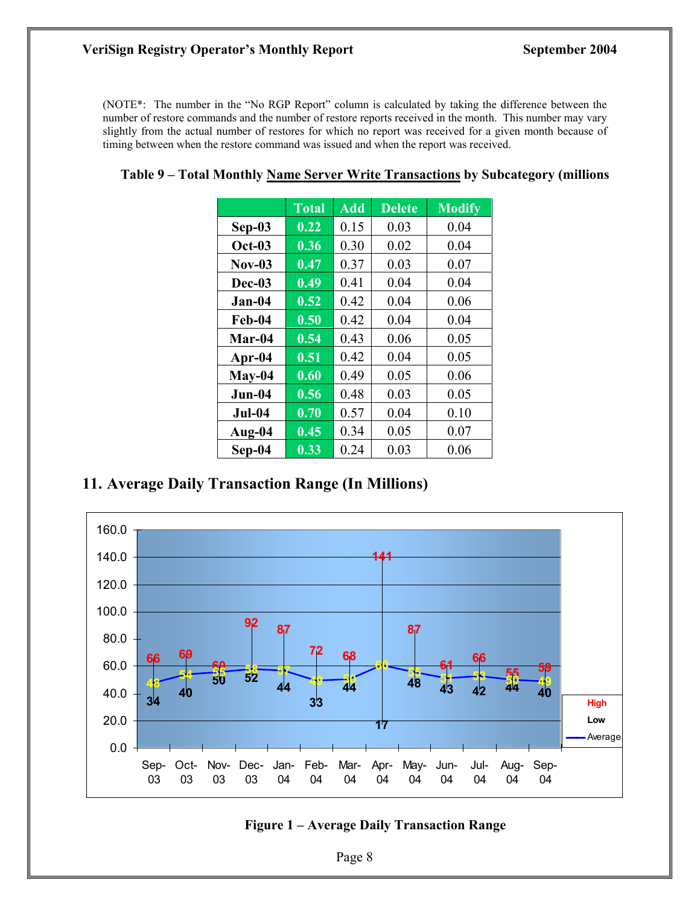(NOTE*: The number in the "No RGP Report" column is calculated by taking the difference between the number of restore commands and the number of restore reports received in the month. This number may vary slightly from the actual number of restores for which no report was received for a given month because of timing between when the restore command was issued and when the report was received.

**Table 9 – Total Monthly Name Server Write Transactions by Subcategory (millions**

| | Total | Add | Delete | Modify |
|---|---|---|---|---|
| **Sep-03** | 0.22 | 0.15 | 0.03 | 0.04 |
| **Oct-03** | 0.36 | 0.30 | 0.02 | 0.04 |
| **Nov-03** | 0.47 | 0.37 | 0.03 | 0.07 |
| **Dec-03** | 0.49 | 0.41 | 0.04 | 0.04 |
| **Jan-04** | 0.52 | 0.42 | 0.04 | 0.06 |
| **Feb-04** | 0.50 | 0.42 | 0.04 | 0.04 |
| **Mar-04** | 0.54 | 0.43 | 0.06 | 0.05 |
| **Apr-04** | 0.51 | 0.42 | 0.04 | 0.05 |
| **May-04** | 0.60 | 0.49 | 0.05 | 0.06 |
| **Jun-04** | 0.56 | 0.48 | 0.03 | 0.05 |
| **Jul-04** | 0.70 | 0.57 | 0.04 | 0.10 |
| **Aug-04** | 0.45 | 0.34 | 0.05 | 0.07 |
| **Sep-04** | 0.33 | 0.24 | 0.03 | 0.06 |

## 11. Average Daily Transaction Range (In Millions)

| Month | High | Average | Low |
|---|---|---|---|
| Sep-03 | 66 | 48 | 34 |
| Oct-03 | 69 | 54 | 40 |
| Nov-03 | 60 | 55 | 50 |
| Dec-03 | 92 | 58 | 52 |
| Jan-04 | 87 | 57 | 44 |
| Feb-04 | 72 | 49 | 33 |
| Mar-04 | 68 | 50 | 44 |
| Apr-04 | 141 | 60 | 17 |
| May-04 | 87 | 55 | 48 |
| Jun-04 | 61 | 51 | 43 |
| Jul-04 | 66 | 53 | 42 |
| Aug-04 | 55 | 50 | 44 |
| Sep-04 | 59 | 49 | 40 |

**Figure 1 – Average Daily Transaction Range**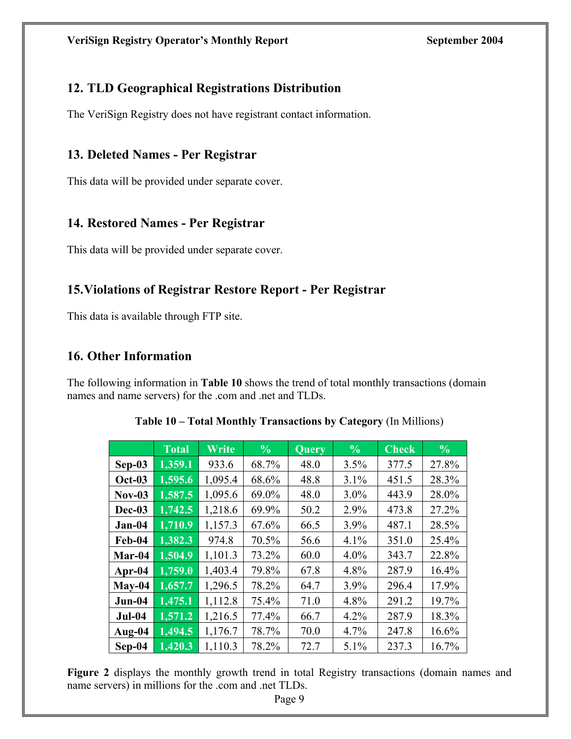## 12. TLD Geographical Registrations Distribution

The VeriSign Registry does not have registrant contact information.

## 13. Deleted Names - Per Registrar

This data will be provided under separate cover.

## 14. Restored Names - Per Registrar

This data will be provided under separate cover.

## 15.Violations of Registrar Restore Report - Per Registrar

This data is available through FTP site.

## 16. Other Information

The following information in **Table 10** shows the trend of total monthly transactions (domain names and name servers) for the .com and .net and TLDs.

**Table 10 – Total Monthly Transactions by Category** (In Millions)

| | Total | Write | % | Query | % | Check | % |
|---|---|---|---|---|---|---|---|
| **Sep-03** | 1,359.1 | 933.6 | 68.7% | 48.0 | 3.5% | 377.5 | 27.8% |
| **Oct-03** | 1,595.6 | 1,095.4 | 68.6% | 48.8 | 3.1% | 451.5 | 28.3% |
| **Nov-03** | 1,587.5 | 1,095.6 | 69.0% | 48.0 | 3.0% | 443.9 | 28.0% |
| **Dec-03** | 1,742.5 | 1,218.6 | 69.9% | 50.2 | 2.9% | 473.8 | 27.2% |
| **Jan-04** | 1,710.9 | 1,157.3 | 67.6% | 66.5 | 3.9% | 487.1 | 28.5% |
| **Feb-04** | 1,382.3 | 974.8 | 70.5% | 56.6 | 4.1% | 351.0 | 25.4% |
| **Mar-04** | 1,504.9 | 1,101.3 | 73.2% | 60.0 | 4.0% | 343.7 | 22.8% |
| **Apr-04** | 1,759.0 | 1,403.4 | 79.8% | 67.8 | 4.8% | 287.9 | 16.4% |
| **May-04** | 1,657.7 | 1,296.5 | 78.2% | 64.7 | 3.9% | 296.4 | 17.9% |
| **Jun-04** | 1,475.1 | 1,112.8 | 75.4% | 71.0 | 4.8% | 291.2 | 19.7% |
| **Jul-04** | 1,571.2 | 1,216.5 | 77.4% | 66.7 | 4.2% | 287.9 | 18.3% |
| **Aug-04** | 1,494.5 | 1,176.7 | 78.7% | 70.0 | 4.7% | 247.8 | 16.6% |
| **Sep-04** | 1,420.3 | 1,110.3 | 78.2% | 72.7 | 5.1% | 237.3 | 16.7% |

**Figure 2** displays the monthly growth trend in total Registry transactions (domain names and name servers) in millions for the .com and .net TLDs.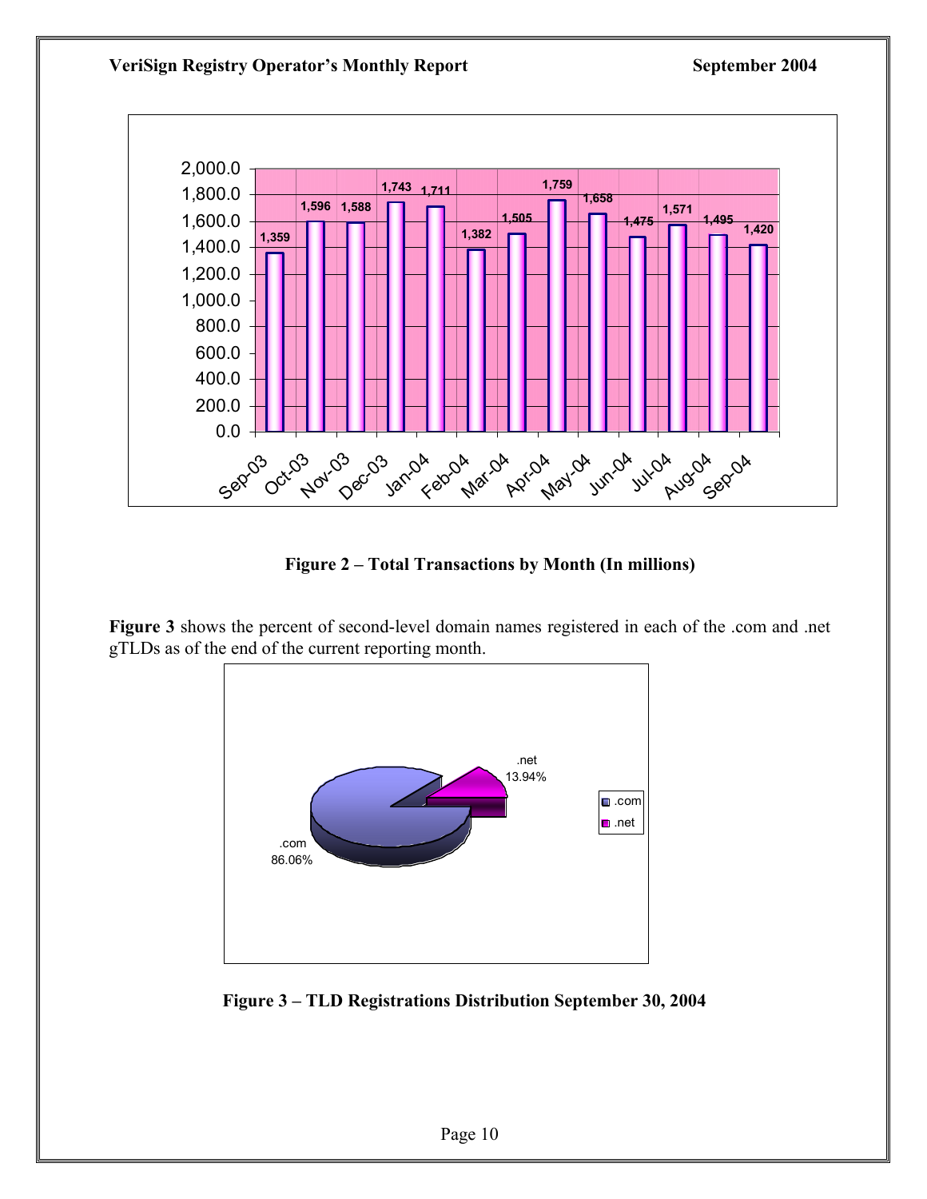**Figure 2 – Total Transactions by Month (In millions)**

**Figure 3** shows the percent of second-level domain names registered in each of the .com and .net gTLDs as of the end of the current reporting month.

**Figure 3 – TLD Registrations Distribution September 30, 2004**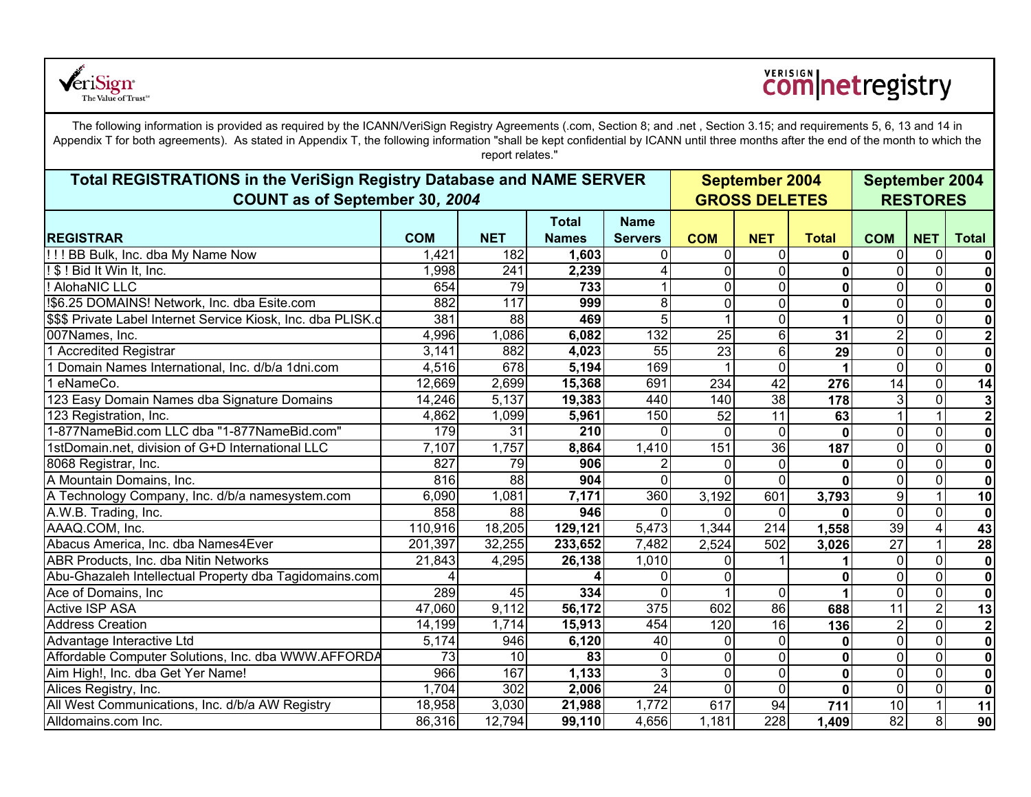The following information is provided as required by the ICANN/VeriSign Registry Agreements (.com, Section 8; and .net , Section 3.15; and requirements 5, 6, 13 and 14 in Appendix T for both agreements). As stated in Appendix T, the following information "shall be kept confidential by ICANN until three months after the end of the month to which the report relates."

| Total REGISTRATIONS in the VeriSign Registry Database and NAME SERVER COUNT as of September 30, *2004* | | | | | September 2004 GROSS DELETES | | | September 2004 RESTORES | | |
|---|---|---|---|---|---|---|---|---|---|---|
| **REGISTRAR** | **COM** | **NET** | **Total Names** | **Name Servers** | **COM** | **NET** | **Total** | **COM** | **NET** | **Total** |
| ! ! ! BB Bulk, Inc. dba My Name Now | 1,421 | 182 | **1,603** | 0 | 0 | 0 | **0** | 0 | 0 | **0** |
| ! $ ! Bid It Win It, Inc. | 1,998 | 241 | **2,239** | 4 | 0 | 0 | **0** | 0 | 0 | **0** |
| ! AlohaNIC LLC | 654 | 79 | **733** | 1 | 0 | 0 | **0** | 0 | 0 | **0** |
| !$6.25 DOMAINS! Network, Inc. dba Esite.com | 882 | 117 | **999** | 8 | 0 | 0 | **0** | 0 | 0 | **0** |
| $$$ Private Label Internet Service Kiosk, Inc. dba PLISK.c | 381 | 88 | **469** | 5 | 1 | 0 | **1** | 0 | 0 | **0** |
| 007Names, Inc. | 4,996 | 1,086 | **6,082** | 132 | 25 | 6 | **31** | 2 | 0 | **2** |
| 1 Accredited Registrar | 3,141 | 882 | **4,023** | 55 | 23 | 6 | **29** | 0 | 0 | **0** |
| 1 Domain Names International, Inc. d/b/a 1dni.com | 4,516 | 678 | **5,194** | 169 | 1 | 0 | **1** | 0 | 0 | **0** |
| 1 eNameCo. | 12,669 | 2,699 | **15,368** | 691 | 234 | 42 | **276** | 14 | 0 | **14** |
| 123 Easy Domain Names dba Signature Domains | 14,246 | 5,137 | **19,383** | 440 | 140 | 38 | **178** | 3 | 0 | **3** |
| 123 Registration, Inc. | 4,862 | 1,099 | **5,961** | 150 | 52 | 11 | **63** | 1 | 1 | **2** |
| 1-877NameBid.com LLC dba "1-877NameBid.com" | 179 | 31 | **210** | 0 | 0 | 0 | **0** | 0 | 0 | **0** |
| 1stDomain.net, division of G+D International LLC | 7,107 | 1,757 | **8,864** | 1,410 | 151 | 36 | **187** | 0 | 0 | **0** |
| 8068 Registrar, Inc. | 827 | 79 | **906** | 2 | 0 | 0 | **0** | 0 | 0 | **0** |
| A Mountain Domains, Inc. | 816 | 88 | **904** | 0 | 0 | 0 | **0** | 0 | 0 | **0** |
| A Technology Company, Inc. d/b/a namesystem.com | 6,090 | 1,081 | **7,171** | 360 | 3,192 | 601 | **3,793** | 9 | 1 | **10** |
| A.W.B. Trading, Inc. | 858 | 88 | **946** | 0 | 0 | 0 | **0** | 0 | 0 | **0** |
| AAAQ.COM, Inc. | 110,916 | 18,205 | **129,121** | 5,473 | 1,344 | 214 | **1,558** | 39 | 4 | **43** |
| Abacus America, Inc. dba Names4Ever | 201,397 | 32,255 | **233,652** | 7,482 | 2,524 | 502 | **3,026** | 27 | 1 | **28** |
| ABR Products, Inc. dba Nitin Networks | 21,843 | 4,295 | **26,138** | 1,010 | 0 | 1 | **1** | 0 | 0 | **0** |
| Abu-Ghazaleh Intellectual Property dba Tagidomains.com | 4 | | **4** | 0 | 0 | | **0** | 0 | 0 | **0** |
| Ace of Domains, Inc | 289 | 45 | **334** | 0 | 1 | 0 | **1** | 0 | 0 | **0** |
| Active ISP ASA | 47,060 | 9,112 | **56,172** | 375 | 602 | 86 | **688** | 11 | 2 | **13** |
| Address Creation | 14,199 | 1,714 | **15,913** | 454 | 120 | 16 | **136** | 2 | 0 | **2** |
| Advantage Interactive Ltd | 5,174 | 946 | **6,120** | 40 | 0 | 0 | **0** | 0 | 0 | **0** |
| Affordable Computer Solutions, Inc. dba WWW.AFFORDA | 73 | 10 | **83** | 0 | 0 | 0 | **0** | 0 | 0 | **0** |
| Aim High!, Inc. dba Get Yer Name! | 966 | 167 | **1,133** | 3 | 0 | 0 | **0** | 0 | 0 | **0** |
| Alices Registry, Inc. | 1,704 | 302 | **2,006** | 24 | 0 | 0 | **0** | 0 | 0 | **0** |
| All West Communications, Inc. d/b/a AW Registry | 18,958 | 3,030 | **21,988** | 1,772 | 617 | 94 | **711** | 10 | 1 | **11** |
| Alldomains.com Inc. | 86,316 | 12,794 | **99,110** | 4,656 | 1,181 | 228 | **1,409** | 82 | 8 | **90** |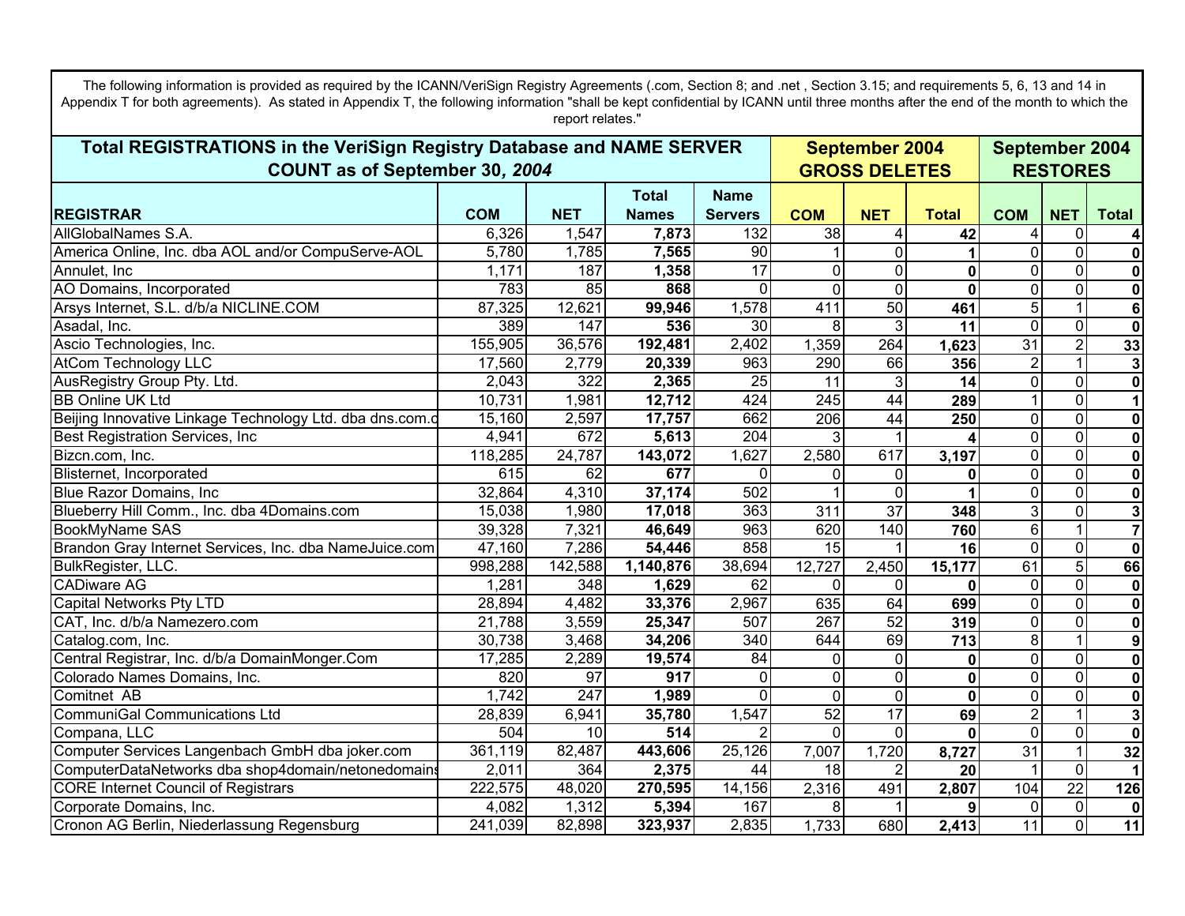The following information is provided as required by the ICANN/VeriSign Registry Agreements (.com, Section 8; and .net , Section 3.15; and requirements 5, 6, 13 and 14 in Appendix T for both agreements). As stated in Appendix T, the following information "shall be kept confidential by ICANN until three months after the end of the month to which the report relates."

| Total REGISTRATIONS in the VeriSign Registry Database and NAME SERVER COUNT as of September 30, *2004* | | | | | September 2004 GROSS DELETES | | | September 2004 RESTORES | | |
|---|---|---|---|---|---|---|---|---|---|---|
| **REGISTRAR** | **COM** | **NET** | **Total Names** | **Name Servers** | **COM** | **NET** | **Total** | **COM** | **NET** | **Total** |
| AllGlobalNames S.A. | 6,326 | 1,547 | **7,873** | 132 | 38 | 4 | **42** | 4 | 0 | **4** |
| America Online, Inc. dba AOL and/or CompuServe-AOL | 5,780 | 1,785 | **7,565** | 90 | 1 | 0 | **1** | 0 | 0 | **0** |
| Annulet, Inc | 1,171 | 187 | **1,358** | 17 | 0 | 0 | **0** | 0 | 0 | **0** |
| AO Domains, Incorporated | 783 | 85 | **868** | 0 | 0 | 0 | **0** | 0 | 0 | **0** |
| Arsys Internet, S.L. d/b/a NICLINE.COM | 87,325 | 12,621 | **99,946** | 1,578 | 411 | 50 | **461** | 5 | 1 | **6** |
| Asadal, Inc. | 389 | 147 | **536** | 30 | 8 | 3 | **11** | 0 | 0 | **0** |
| Ascio Technologies, Inc. | 155,905 | 36,576 | **192,481** | 2,402 | 1,359 | 264 | **1,623** | 31 | 2 | **33** |
| AtCom Technology LLC | 17,560 | 2,779 | **20,339** | 963 | 290 | 66 | **356** | 2 | 1 | **3** |
| AusRegistry Group Pty. Ltd. | 2,043 | 322 | **2,365** | 25 | 11 | 3 | **14** | 0 | 0 | **0** |
| BB Online UK Ltd | 10,731 | 1,981 | **12,712** | 424 | 245 | 44 | **289** | 1 | 0 | **1** |
| Beijing Innovative Linkage Technology Ltd. dba dns.com.c | 15,160 | 2,597 | **17,757** | 662 | 206 | 44 | **250** | 0 | 0 | **0** |
| Best Registration Services, Inc | 4,941 | 672 | **5,613** | 204 | 3 | 1 | **4** | 0 | 0 | **0** |
| Bizcn.com, Inc. | 118,285 | 24,787 | **143,072** | 1,627 | 2,580 | 617 | **3,197** | 0 | 0 | **0** |
| Blisternet, Incorporated | 615 | 62 | **677** | 0 | 0 | 0 | **0** | 0 | 0 | **0** |
| Blue Razor Domains, Inc | 32,864 | 4,310 | **37,174** | 502 | 1 | 0 | **1** | 0 | 0 | **0** |
| Blueberry Hill Comm., Inc. dba 4Domains.com | 15,038 | 1,980 | **17,018** | 363 | 311 | 37 | **348** | 3 | 0 | **3** |
| BookMyName SAS | 39,328 | 7,321 | **46,649** | 963 | 620 | 140 | **760** | 6 | 1 | **7** |
| Brandon Gray Internet Services, Inc. dba NameJuice.com | 47,160 | 7,286 | **54,446** | 858 | 15 | 1 | **16** | 0 | 0 | **0** |
| BulkRegister, LLC. | 998,288 | 142,588 | **1,140,876** | 38,694 | 12,727 | 2,450 | **15,177** | 61 | 5 | **66** |
| CADiware AG | 1,281 | 348 | **1,629** | 62 | 0 | 0 | **0** | 0 | 0 | **0** |
| Capital Networks Pty LTD | 28,894 | 4,482 | **33,376** | 2,967 | 635 | 64 | **699** | 0 | 0 | **0** |
| CAT, Inc. d/b/a Namezero.com | 21,788 | 3,559 | **25,347** | 507 | 267 | 52 | **319** | 0 | 0 | **0** |
| Catalog.com, Inc. | 30,738 | 3,468 | **34,206** | 340 | 644 | 69 | **713** | 8 | 1 | **9** |
| Central Registrar, Inc. d/b/a DomainMonger.Com | 17,285 | 2,289 | **19,574** | 84 | 0 | 0 | **0** | 0 | 0 | **0** |
| Colorado Names Domains, Inc. | 820 | 97 | **917** | 0 | 0 | 0 | **0** | 0 | 0 | **0** |
| Comitnet AB | 1,742 | 247 | **1,989** | 0 | 0 | 0 | **0** | 0 | 0 | **0** |
| CommuniGal Communications Ltd | 28,839 | 6,941 | **35,780** | 1,547 | 52 | 17 | **69** | 2 | 1 | **3** |
| Compana, LLC | 504 | 10 | **514** | 2 | 0 | 0 | **0** | 0 | 0 | **0** |
| Computer Services Langenbach GmbH dba joker.com | 361,119 | 82,487 | **443,606** | 25,126 | 7,007 | 1,720 | **8,727** | 31 | 1 | **32** |
| ComputerDataNetworks dba shop4domain/netonedomains | 2,011 | 364 | **2,375** | 44 | 18 | 2 | **20** | 1 | 0 | **1** |
| CORE Internet Council of Registrars | 222,575 | 48,020 | **270,595** | 14,156 | 2,316 | 491 | **2,807** | 104 | 22 | **126** |
| Corporate Domains, Inc. | 4,082 | 1,312 | **5,394** | 167 | 8 | 1 | **9** | 0 | 0 | **0** |
| Cronon AG Berlin, Niederlassung Regensburg | 241,039 | 82,898 | **323,937** | 2,835 | 1,733 | 680 | **2,413** | 11 | 0 | **11** |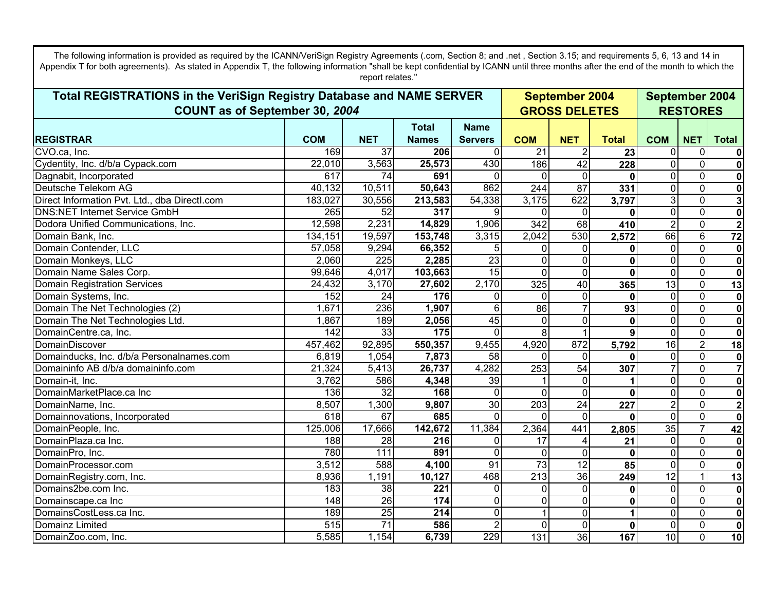The following information is provided as required by the ICANN/VeriSign Registry Agreements (.com, Section 8; and .net , Section 3.15; and requirements 5, 6, 13 and 14 in Appendix T for both agreements). As stated in Appendix T, the following information "shall be kept confidential by ICANN until three months after the end of the month to which the report relates."

| **Total REGISTRATIONS in the VeriSign Registry Database and NAME SERVER COUNT as of September 30, *2004*** | | | | | **September 2004 GROSS DELETES** | | | **September 2004 RESTORES** | | |
|---|---|---|---|---|---|---|---|---|---|---|
| **REGISTRAR** | **COM** | **NET** | **Total Names** | **Name Servers** | **COM** | **NET** | **Total** | **COM** | **NET** | **Total** |
| CVO.ca, Inc. | 169 | 37 | **206** | 0 | 21 | 2 | **23** | 0 | 0 | **0** |
| Cydentity, Inc. d/b/a Cypack.com | 22,010 | 3,563 | **25,573** | 430 | 186 | 42 | **228** | 0 | 0 | **0** |
| Dagnabit, Incorporated | 617 | 74 | **691** | 0 | 0 | 0 | **0** | 0 | 0 | **0** |
| Deutsche Telekom AG | 40,132 | 10,511 | **50,643** | 862 | 244 | 87 | **331** | 0 | 0 | **0** |
| Direct Information Pvt. Ltd., dba DirectI.com | 183,027 | 30,556 | **213,583** | 54,338 | 3,175 | 622 | **3,797** | 3 | 0 | **3** |
| DNS:NET Internet Service GmbH | 265 | 52 | **317** | 9 | 0 | 0 | **0** | 0 | 0 | **0** |
| Dodora Unified Communications, Inc. | 12,598 | 2,231 | **14,829** | 1,906 | 342 | 68 | **410** | 2 | 0 | **2** |
| Domain Bank, Inc. | 134,151 | 19,597 | **153,748** | 3,315 | 2,042 | 530 | **2,572** | 66 | 6 | **72** |
| Domain Contender, LLC | 57,058 | 9,294 | **66,352** | 5 | 0 | 0 | **0** | 0 | 0 | **0** |
| Domain Monkeys, LLC | 2,060 | 225 | **2,285** | 23 | 0 | 0 | **0** | 0 | 0 | **0** |
| Domain Name Sales Corp. | 99,646 | 4,017 | **103,663** | 15 | 0 | 0 | **0** | 0 | 0 | **0** |
| Domain Registration Services | 24,432 | 3,170 | **27,602** | 2,170 | 325 | 40 | **365** | 13 | 0 | **13** |
| Domain Systems, Inc. | 152 | 24 | **176** | 0 | 0 | 0 | **0** | 0 | 0 | **0** |
| Domain The Net Technologies (2) | 1,671 | 236 | **1,907** | 6 | 86 | 7 | **93** | 0 | 0 | **0** |
| Domain The Net Technologies Ltd. | 1,867 | 189 | **2,056** | 45 | 0 | 0 | **0** | 0 | 0 | **0** |
| DomainCentre.ca, Inc. | 142 | 33 | **175** | 0 | 8 | 1 | **9** | 0 | 0 | **0** |
| DomainDiscover | 457,462 | 92,895 | **550,357** | 9,455 | 4,920 | 872 | **5,792** | 16 | 2 | **18** |
| Domainducks, Inc. d/b/a Personalnames.com | 6,819 | 1,054 | **7,873** | 58 | 0 | 0 | **0** | 0 | 0 | **0** |
| Domaininfo AB d/b/a domaininfo.com | 21,324 | 5,413 | **26,737** | 4,282 | 253 | 54 | **307** | 7 | 0 | **7** |
| Domain-it, Inc. | 3,762 | 586 | **4,348** | 39 | 1 | 0 | **1** | 0 | 0 | **0** |
| DomainMarketPlace.ca Inc | 136 | 32 | **168** | 0 | 0 | 0 | **0** | 0 | 0 | **0** |
| DomainName, Inc. | 8,507 | 1,300 | **9,807** | 30 | 203 | 24 | **227** | 2 | 0 | **2** |
| Domainnovations, Incorporated | 618 | 67 | **685** | 0 | 0 | 0 | **0** | 0 | 0 | **0** |
| DomainPeople, Inc. | 125,006 | 17,666 | **142,672** | 11,384 | 2,364 | 441 | **2,805** | 35 | 7 | **42** |
| DomainPlaza.ca Inc. | 188 | 28 | **216** | 0 | 17 | 4 | **21** | 0 | 0 | **0** |
| DomainPro, Inc. | 780 | 111 | **891** | 0 | 0 | 0 | **0** | 0 | 0 | **0** |
| DomainProcessor.com | 3,512 | 588 | **4,100** | 91 | 73 | 12 | **85** | 0 | 0 | **0** |
| DomainRegistry.com, Inc. | 8,936 | 1,191 | **10,127** | 468 | 213 | 36 | **249** | 12 | 1 | **13** |
| Domains2be.com Inc. | 183 | 38 | **221** | 0 | 0 | 0 | **0** | 0 | 0 | **0** |
| Domainscape.ca Inc | 148 | 26 | **174** | 0 | 0 | 0 | **0** | 0 | 0 | **0** |
| DomainsCostLess.ca Inc. | 189 | 25 | **214** | 0 | 1 | 0 | **1** | 0 | 0 | **0** |
| Domainz Limited | 515 | 71 | **586** | 2 | 0 | 0 | **0** | 0 | 0 | **0** |
| DomainZoo.com, Inc. | 5,585 | 1,154 | **6,739** | 229 | 131 | 36 | **167** | 10 | 0 | **10** |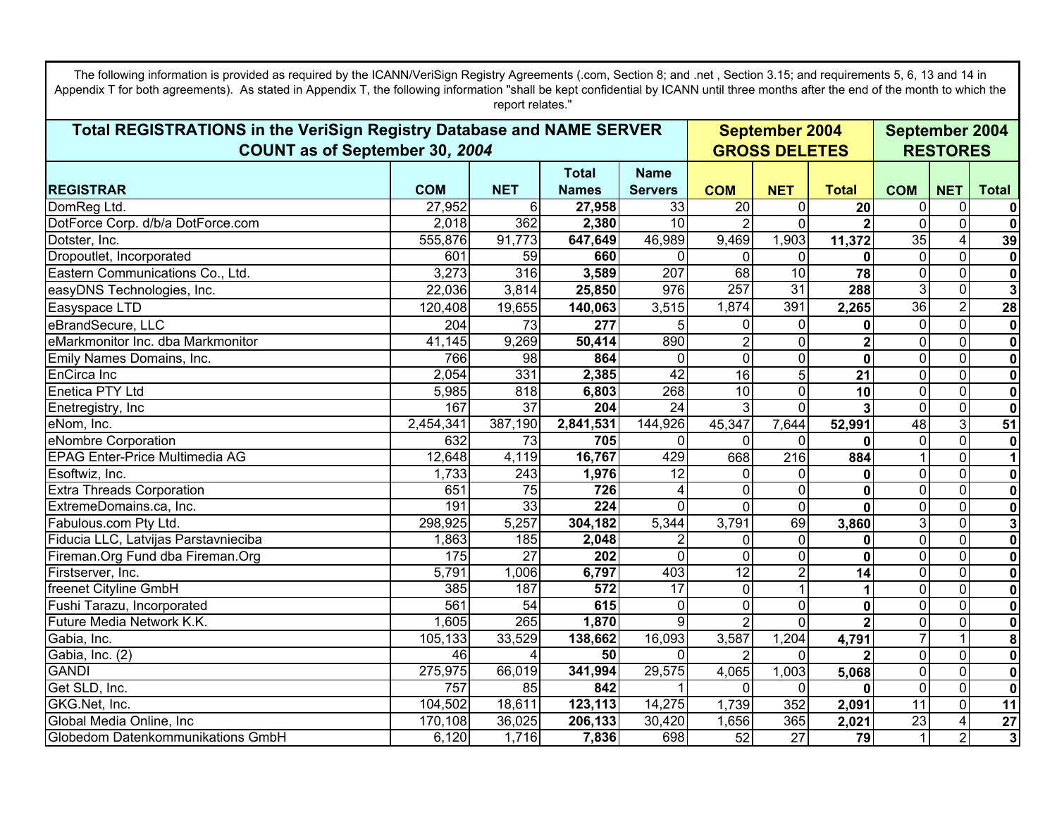The following information is provided as required by the ICANN/VeriSign Registry Agreements (.com, Section 8; and .net , Section 3.15; and requirements 5, 6, 13 and 14 in Appendix T for both agreements). As stated in Appendix T, the following information "shall be kept confidential by ICANN until three months after the end of the month to which the report relates."

| **Total REGISTRATIONS in the VeriSign Registry Database and NAME SERVER COUNT as of September 30, *2004*** | | | | | **September 2004 GROSS DELETES** | | | **September 2004 RESTORES** | | |
|---|---|---|---|---|---|---|---|---|---|---|
| **REGISTRAR** | **COM** | **NET** | **Total Names** | **Name Servers** | **COM** | **NET** | **Total** | **COM** | **NET** | **Total** |
| DomReg Ltd. | 27,952 | 6 | **27,958** | 33 | 20 | 0 | **20** | 0 | 0 | **0** |
| DotForce Corp. d/b/a DotForce.com | 2,018 | 362 | **2,380** | 10 | 2 | 0 | **2** | 0 | 0 | **0** |
| Dotster, Inc. | 555,876 | 91,773 | **647,649** | 46,989 | 9,469 | 1,903 | **11,372** | 35 | 4 | **39** |
| Dropoutlet, Incorporated | 601 | 59 | **660** | 0 | 0 | 0 | **0** | 0 | 0 | **0** |
| Eastern Communications Co., Ltd. | 3,273 | 316 | **3,589** | 207 | 68 | 10 | **78** | 0 | 0 | **0** |
| easyDNS Technologies, Inc. | 22,036 | 3,814 | **25,850** | 976 | 257 | 31 | **288** | 3 | 0 | **3** |
| Easyspace LTD | 120,408 | 19,655 | **140,063** | 3,515 | 1,874 | 391 | **2,265** | 36 | 2 | **28** |
| eBrandSecure, LLC | 204 | 73 | **277** | 5 | 0 | 0 | **0** | 0 | 0 | **0** |
| eMarkmonitor Inc. dba Markmonitor | 41,145 | 9,269 | **50,414** | 890 | 2 | 0 | **2** | 0 | 0 | **0** |
| Emily Names Domains, Inc. | 766 | 98 | **864** | 0 | 0 | 0 | **0** | 0 | 0 | **0** |
| EnCirca Inc | 2,054 | 331 | **2,385** | 42 | 16 | 5 | **21** | 0 | 0 | **0** |
| Enetica PTY Ltd | 5,985 | 818 | **6,803** | 268 | 10 | 0 | **10** | 0 | 0 | **0** |
| Enetregistry, Inc | 167 | 37 | **204** | 24 | 3 | 0 | **3** | 0 | 0 | **0** |
| eNom, Inc. | 2,454,341 | 387,190 | **2,841,531** | 144,926 | 45,347 | 7,644 | **52,991** | 48 | 3 | **51** |
| eNombre Corporation | 632 | 73 | **705** | 0 | 0 | 0 | **0** | 0 | 0 | **0** |
| EPAG Enter-Price Multimedia AG | 12,648 | 4,119 | **16,767** | 429 | 668 | 216 | **884** | 1 | 0 | **1** |
| Esoftwiz, Inc. | 1,733 | 243 | **1,976** | 12 | 0 | 0 | **0** | 0 | 0 | **0** |
| Extra Threads Corporation | 651 | 75 | **726** | 4 | 0 | 0 | **0** | 0 | 0 | **0** |
| ExtremeDomains.ca, Inc. | 191 | 33 | **224** | 0 | 0 | 0 | **0** | 0 | 0 | **0** |
| Fabulous.com Pty Ltd. | 298,925 | 5,257 | **304,182** | 5,344 | 3,791 | 69 | **3,860** | 3 | 0 | **3** |
| Fiducia LLC, Latvijas Parstavnieciba | 1,863 | 185 | **2,048** | 2 | 0 | 0 | **0** | 0 | 0 | **0** |
| Fireman.Org Fund dba Fireman.Org | 175 | 27 | **202** | 0 | 0 | 0 | **0** | 0 | 0 | **0** |
| Firstserver, Inc. | 5,791 | 1,006 | **6,797** | 403 | 12 | 2 | **14** | 0 | 0 | **0** |
| freenet Cityline GmbH | 385 | 187 | **572** | 17 | 0 | 1 | **1** | 0 | 0 | **0** |
| Fushi Tarazu, Incorporated | 561 | 54 | **615** | 0 | 0 | 0 | **0** | 0 | 0 | **0** |
| Future Media Network K.K. | 1,605 | 265 | **1,870** | 9 | 2 | 0 | **2** | 0 | 0 | **0** |
| Gabia, Inc. | 105,133 | 33,529 | **138,662** | 16,093 | 3,587 | 1,204 | **4,791** | 7 | 1 | **8** |
| Gabia, Inc. (2) | 46 | 4 | **50** | 0 | 2 | 0 | **2** | 0 | 0 | **0** |
| GANDI | 275,975 | 66,019 | **341,994** | 29,575 | 4,065 | 1,003 | **5,068** | 0 | 0 | **0** |
| Get SLD, Inc. | 757 | 85 | **842** | 1 | 0 | 0 | **0** | 0 | 0 | **0** |
| GKG.Net, Inc. | 104,502 | 18,611 | **123,113** | 14,275 | 1,739 | 352 | **2,091** | 11 | 0 | **11** |
| Global Media Online, Inc | 170,108 | 36,025 | **206,133** | 30,420 | 1,656 | 365 | **2,021** | 23 | 4 | **27** |
| Globedom Datenkommunikations GmbH | 6,120 | 1,716 | **7,836** | 698 | 52 | 27 | **79** | 1 | 2 | **3** |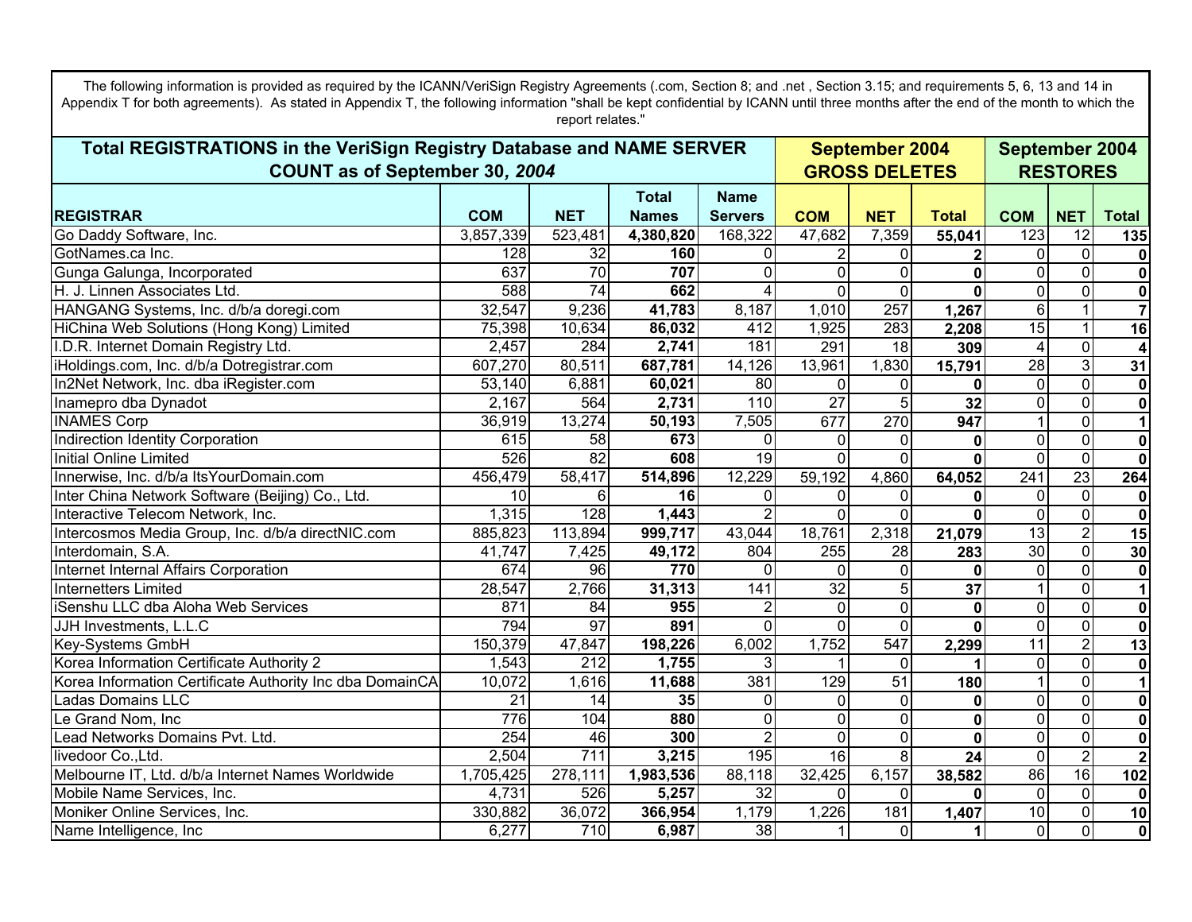The following information is provided as required by the ICANN/VeriSign Registry Agreements (.com, Section 8; and .net , Section 3.15; and requirements 5, 6, 13 and 14 in Appendix T for both agreements). As stated in Appendix T, the following information "shall be kept confidential by ICANN until three months after the end of the month to which the report relates."

| Total REGISTRATIONS in the VeriSign Registry Database and NAME SERVER COUNT as of September 30, *2004* | | | | | September 2004 GROSS DELETES | | | September 2004 RESTORES | | |
|---|---|---|---|---|---|---|---|---|---|---|
| **REGISTRAR** | **COM** | **NET** | **Total Names** | **Name Servers** | **COM** | **NET** | **Total** | **COM** | **NET** | **Total** |
| Go Daddy Software, Inc. | 3,857,339 | 523,481 | **4,380,820** | 168,322 | 47,682 | 7,359 | **55,041** | 123 | 12 | **135** |
| GotNames.ca Inc. | 128 | 32 | **160** | 0 | 2 | 0 | **2** | 0 | 0 | **0** |
| Gunga Galunga, Incorporated | 637 | 70 | **707** | 0 | 0 | 0 | **0** | 0 | 0 | **0** |
| H. J. Linnen Associates Ltd. | 588 | 74 | **662** | 4 | 0 | 0 | **0** | 0 | 0 | **0** |
| HANGANG Systems, Inc. d/b/a doregi.com | 32,547 | 9,236 | **41,783** | 8,187 | 1,010 | 257 | **1,267** | 6 | 1 | **7** |
| HiChina Web Solutions (Hong Kong) Limited | 75,398 | 10,634 | **86,032** | 412 | 1,925 | 283 | **2,208** | 15 | 1 | **16** |
| I.D.R. Internet Domain Registry Ltd. | 2,457 | 284 | **2,741** | 181 | 291 | 18 | **309** | 4 | 0 | **4** |
| iHoldings.com, Inc. d/b/a Dotregistrar.com | 607,270 | 80,511 | **687,781** | 14,126 | 13,961 | 1,830 | **15,791** | 28 | 3 | **31** |
| In2Net Network, Inc. dba iRegister.com | 53,140 | 6,881 | **60,021** | 80 | 0 | 0 | **0** | 0 | 0 | **0** |
| Inamepro dba Dynadot | 2,167 | 564 | **2,731** | 110 | 27 | 5 | **32** | 0 | 0 | **0** |
| INAMES Corp | 36,919 | 13,274 | **50,193** | 7,505 | 677 | 270 | **947** | 1 | 0 | **1** |
| Indirection Identity Corporation | 615 | 58 | **673** | 0 | 0 | 0 | **0** | 0 | 0 | **0** |
| Initial Online Limited | 526 | 82 | **608** | 19 | 0 | 0 | **0** | 0 | 0 | **0** |
| Innerwise, Inc. d/b/a ItsYourDomain.com | 456,479 | 58,417 | **514,896** | 12,229 | 59,192 | 4,860 | **64,052** | 241 | 23 | **264** |
| Inter China Network Software (Beijing) Co., Ltd. | 10 | 6 | **16** | 0 | 0 | 0 | **0** | 0 | 0 | **0** |
| Interactive Telecom Network, Inc. | 1,315 | 128 | **1,443** | 2 | 0 | 0 | **0** | 0 | 0 | **0** |
| Intercosmos Media Group, Inc. d/b/a directNIC.com | 885,823 | 113,894 | **999,717** | 43,044 | 18,761 | 2,318 | **21,079** | 13 | 2 | **15** |
| Interdomain, S.A. | 41,747 | 7,425 | **49,172** | 804 | 255 | 28 | **283** | 30 | 0 | **30** |
| Internet Internal Affairs Corporation | 674 | 96 | **770** | 0 | 0 | 0 | **0** | 0 | 0 | **0** |
| Internetters Limited | 28,547 | 2,766 | **31,313** | 141 | 32 | 5 | **37** | 1 | 0 | **1** |
| iSenshu LLC dba Aloha Web Services | 871 | 84 | **955** | 2 | 0 | 0 | **0** | 0 | 0 | **0** |
| JJH Investments, L.L.C | 794 | 97 | **891** | 0 | 0 | 0 | **0** | 0 | 0 | **0** |
| Key-Systems GmbH | 150,379 | 47,847 | **198,226** | 6,002 | 1,752 | 547 | **2,299** | 11 | 2 | **13** |
| Korea Information Certificate Authority 2 | 1,543 | 212 | **1,755** | 3 | 1 | 0 | **1** | 0 | 0 | **0** |
| Korea Information Certificate Authority Inc dba DomainCA | 10,072 | 1,616 | **11,688** | 381 | 129 | 51 | **180** | 1 | 0 | **1** |
| Ladas Domains LLC | 21 | 14 | **35** | 0 | 0 | 0 | **0** | 0 | 0 | **0** |
| Le Grand Nom, Inc | 776 | 104 | **880** | 0 | 0 | 0 | **0** | 0 | 0 | **0** |
| Lead Networks Domains Pvt. Ltd. | 254 | 46 | **300** | 2 | 0 | 0 | **0** | 0 | 0 | **0** |
| livedoor Co.,Ltd. | 2,504 | 711 | **3,215** | 195 | 16 | 8 | **24** | 0 | 2 | **2** |
| Melbourne IT, Ltd. d/b/a Internet Names Worldwide | 1,705,425 | 278,111 | **1,983,536** | 88,118 | 32,425 | 6,157 | **38,582** | 86 | 16 | **102** |
| Mobile Name Services, Inc. | 4,731 | 526 | **5,257** | 32 | 0 | 0 | **0** | 0 | 0 | **0** |
| Moniker Online Services, Inc. | 330,882 | 36,072 | **366,954** | 1,179 | 1,226 | 181 | **1,407** | 10 | 0 | **10** |
| Name Intelligence, Inc | 6,277 | 710 | **6,987** | 38 | 1 | 0 | **1** | 0 | 0 | **0** |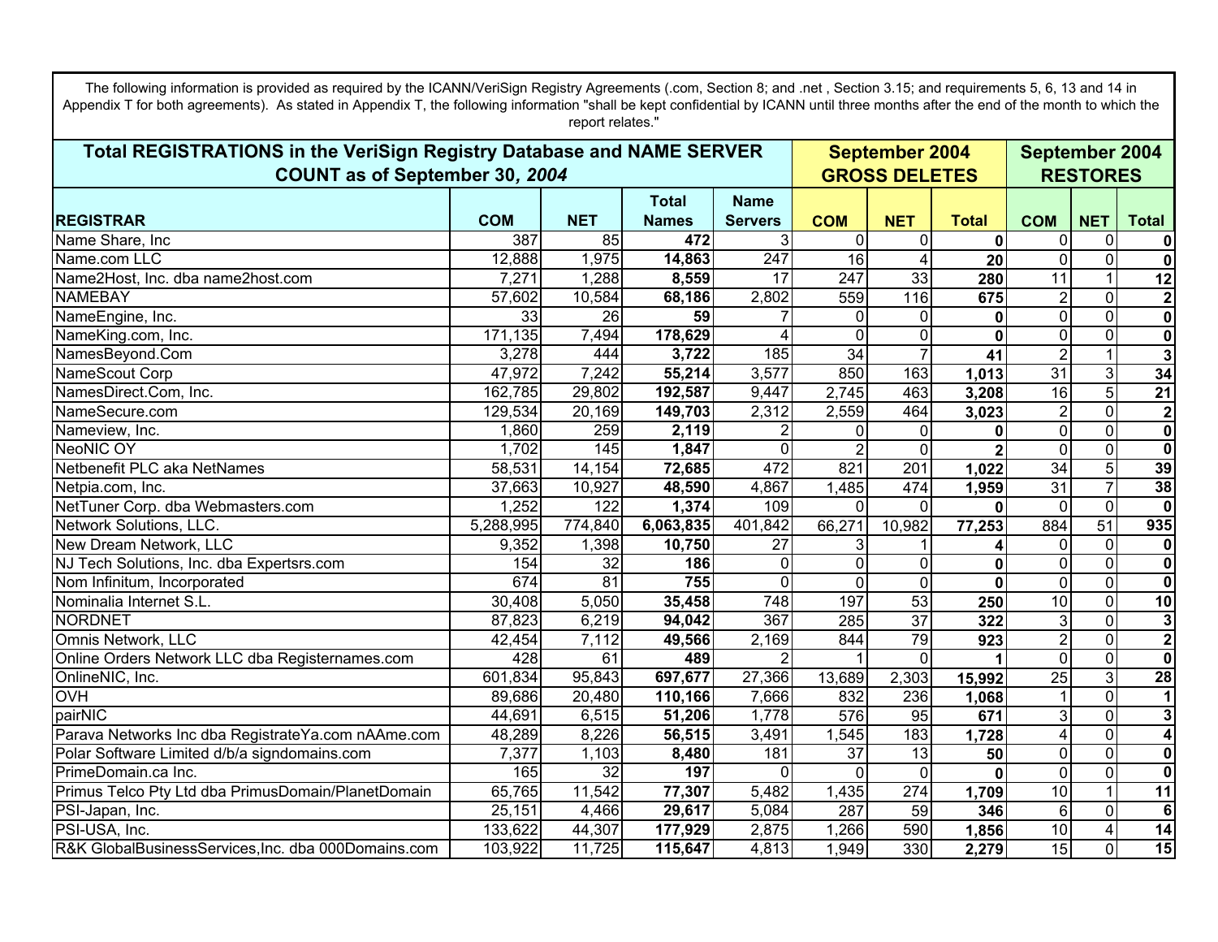The following information is provided as required by the ICANN/VeriSign Registry Agreements (.com, Section 8; and .net , Section 3.15; and requirements 5, 6, 13 and 14 in Appendix T for both agreements). As stated in Appendix T, the following information "shall be kept confidential by ICANN until three months after the end of the month to which the report relates."

| Total REGISTRATIONS in the VeriSign Registry Database and NAME SERVER COUNT as of September 30, *2004* | | | | | September 2004 GROSS DELETES | | | September 2004 RESTORES | | |
|---|---|---|---|---|---|---|---|---|---|---|
| REGISTRAR | COM | NET | Total Names | Name Servers | COM | NET | Total | COM | NET | Total |
| Name Share, Inc | 387 | 85 | **472** | 3 | 0 | 0 | **0** | 0 | 0 | **0** |
| Name.com LLC | 12,888 | 1,975 | **14,863** | 247 | 16 | 4 | **20** | 0 | 0 | **0** |
| Name2Host, Inc. dba name2host.com | 7,271 | 1,288 | **8,559** | 17 | 247 | 33 | **280** | 11 | 1 | **12** |
| NAMEBAY | 57,602 | 10,584 | **68,186** | 2,802 | 559 | 116 | **675** | 2 | 0 | **2** |
| NameEngine, Inc. | 33 | 26 | **59** | 7 | 0 | 0 | **0** | 0 | 0 | **0** |
| NameKing.com, Inc. | 171,135 | 7,494 | **178,629** | 4 | 0 | 0 | **0** | 0 | 0 | **0** |
| NamesBeyond.Com | 3,278 | 444 | **3,722** | 185 | 34 | 7 | **41** | 2 | 1 | **3** |
| NameScout Corp | 47,972 | 7,242 | **55,214** | 3,577 | 850 | 163 | **1,013** | 31 | 3 | **34** |
| NamesDirect.Com, Inc. | 162,785 | 29,802 | **192,587** | 9,447 | 2,745 | 463 | **3,208** | 16 | 5 | **21** |
| NameSecure.com | 129,534 | 20,169 | **149,703** | 2,312 | 2,559 | 464 | **3,023** | 2 | 0 | **2** |
| Nameview, Inc. | 1,860 | 259 | **2,119** | 2 | 0 | 0 | **0** | 0 | 0 | **0** |
| NeoNIC OY | 1,702 | 145 | **1,847** | 0 | 2 | 0 | **2** | 0 | 0 | **0** |
| Netbenefit PLC aka NetNames | 58,531 | 14,154 | **72,685** | 472 | 821 | 201 | **1,022** | 34 | 5 | **39** |
| Netpia.com, Inc. | 37,663 | 10,927 | **48,590** | 4,867 | 1,485 | 474 | **1,959** | 31 | 7 | **38** |
| NetTuner Corp. dba Webmasters.com | 1,252 | 122 | **1,374** | 109 | 0 | 0 | **0** | 0 | 0 | **0** |
| Network Solutions, LLC. | 5,288,995 | 774,840 | **6,063,835** | 401,842 | 66,271 | 10,982 | **77,253** | 884 | 51 | **935** |
| New Dream Network, LLC | 9,352 | 1,398 | **10,750** | 27 | 3 | 1 | **4** | 0 | 0 | **0** |
| NJ Tech Solutions, Inc. dba Expertsrs.com | 154 | 32 | **186** | 0 | 0 | 0 | **0** | 0 | 0 | **0** |
| Nom Infinitum, Incorporated | 674 | 81 | **755** | 0 | 0 | 0 | **0** | 0 | 0 | **0** |
| Nominalia Internet S.L. | 30,408 | 5,050 | **35,458** | 748 | 197 | 53 | **250** | 10 | 0 | **10** |
| NORDNET | 87,823 | 6,219 | **94,042** | 367 | 285 | 37 | **322** | 3 | 0 | **3** |
| Omnis Network, LLC | 42,454 | 7,112 | **49,566** | 2,169 | 844 | 79 | **923** | 2 | 0 | **2** |
| Online Orders Network LLC dba Registernames.com | 428 | 61 | **489** | 2 | 1 | 0 | **1** | 0 | 0 | **0** |
| OnlineNIC, Inc. | 601,834 | 95,843 | **697,677** | 27,366 | 13,689 | 2,303 | **15,992** | 25 | 3 | **28** |
| OVH | 89,686 | 20,480 | **110,166** | 7,666 | 832 | 236 | **1,068** | 1 | 0 | **1** |
| pairNIC | 44,691 | 6,515 | **51,206** | 1,778 | 576 | 95 | **671** | 3 | 0 | **3** |
| Parava Networks Inc dba RegistrateYa.com nAAme.com | 48,289 | 8,226 | **56,515** | 3,491 | 1,545 | 183 | **1,728** | 4 | 0 | **4** |
| Polar Software Limited d/b/a signdomains.com | 7,377 | 1,103 | **8,480** | 181 | 37 | 13 | **50** | 0 | 0 | **0** |
| PrimeDomain.ca Inc. | 165 | 32 | **197** | 0 | 0 | 0 | **0** | 0 | 0 | **0** |
| Primus Telco Pty Ltd dba PrimusDomain/PlanetDomain | 65,765 | 11,542 | **77,307** | 5,482 | 1,435 | 274 | **1,709** | 10 | 1 | **11** |
| PSI-Japan, Inc. | 25,151 | 4,466 | **29,617** | 5,084 | 287 | 59 | **346** | 6 | 0 | **6** |
| PSI-USA, Inc. | 133,622 | 44,307 | **177,929** | 2,875 | 1,266 | 590 | **1,856** | 10 | 4 | **14** |
| R&K GlobalBusinessServices,Inc. dba 000Domains.com | 103,922 | 11,725 | **115,647** | 4,813 | 1,949 | 330 | **2,279** | 15 | 0 | **15** |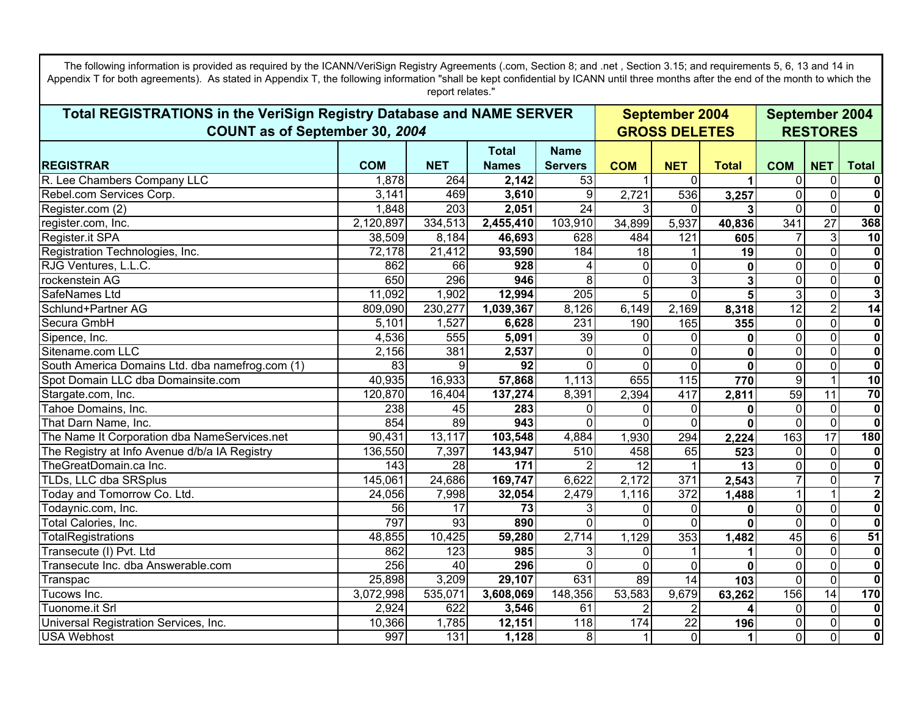The following information is provided as required by the ICANN/VeriSign Registry Agreements (.com, Section 8; and .net , Section 3.15; and requirements 5, 6, 13 and 14 in Appendix T for both agreements). As stated in Appendix T, the following information "shall be kept confidential by ICANN until three months after the end of the month to which the report relates."

| Total REGISTRATIONS in the VeriSign Registry Database and NAME SERVER COUNT as of September 30, *2004* | | | | | September 2004 GROSS DELETES | | | September 2004 RESTORES | | |
|---|---|---|---|---|---|---|---|---|---|---|
| **REGISTRAR** | **COM** | **NET** | **Total Names** | **Name Servers** | **COM** | **NET** | **Total** | **COM** | **NET** | **Total** |
| R. Lee Chambers Company LLC | 1,878 | 264 | **2,142** | 53 | 1 | 0 | **1** | 0 | 0 | **0** |
| Rebel.com Services Corp. | 3,141 | 469 | **3,610** | 9 | 2,721 | 536 | **3,257** | 0 | 0 | **0** |
| Register.com (2) | 1,848 | 203 | **2,051** | 24 | 3 | 0 | **3** | 0 | 0 | **0** |
| register.com, Inc. | 2,120,897 | 334,513 | **2,455,410** | 103,910 | 34,899 | 5,937 | **40,836** | 341 | 27 | **368** |
| Register.it SPA | 38,509 | 8,184 | **46,693** | 628 | 484 | 121 | **605** | 7 | 3 | **10** |
| Registration Technologies, Inc. | 72,178 | 21,412 | **93,590** | 184 | 18 | 1 | **19** | 0 | 0 | **0** |
| RJG Ventures, L.L.C. | 862 | 66 | **928** | 4 | 0 | 0 | **0** | 0 | 0 | **0** |
| rockenstein AG | 650 | 296 | **946** | 8 | 0 | 3 | **3** | 0 | 0 | **0** |
| SafeNames Ltd | 11,092 | 1,902 | **12,994** | 205 | 5 | 0 | **5** | 3 | 0 | **3** |
| Schlund+Partner AG | 809,090 | 230,277 | **1,039,367** | 8,126 | 6,149 | 2,169 | **8,318** | 12 | 2 | **14** |
| Secura GmbH | 5,101 | 1,527 | **6,628** | 231 | 190 | 165 | **355** | 0 | 0 | **0** |
| Sipence, Inc. | 4,536 | 555 | **5,091** | 39 | 0 | 0 | **0** | 0 | 0 | **0** |
| Sitename.com LLC | 2,156 | 381 | **2,537** | 0 | 0 | 0 | **0** | 0 | 0 | **0** |
| South America Domains Ltd. dba namefrog.com (1) | 83 | 9 | **92** | 0 | 0 | 0 | **0** | 0 | 0 | **0** |
| Spot Domain LLC dba Domainsite.com | 40,935 | 16,933 | **57,868** | 1,113 | 655 | 115 | **770** | 9 | 1 | **10** |
| Stargate.com, Inc. | 120,870 | 16,404 | **137,274** | 8,391 | 2,394 | 417 | **2,811** | 59 | 11 | **70** |
| Tahoe Domains, Inc. | 238 | 45 | **283** | 0 | 0 | 0 | **0** | 0 | 0 | **0** |
| That Darn Name, Inc. | 854 | 89 | **943** | 0 | 0 | 0 | **0** | 0 | 0 | **0** |
| The Name It Corporation dba NameServices.net | 90,431 | 13,117 | **103,548** | 4,884 | 1,930 | 294 | **2,224** | 163 | 17 | **180** |
| The Registry at Info Avenue d/b/a IA Registry | 136,550 | 7,397 | **143,947** | 510 | 458 | 65 | **523** | 0 | 0 | **0** |
| TheGreatDomain.ca Inc. | 143 | 28 | **171** | 2 | 12 | 1 | **13** | 0 | 0 | **0** |
| TLDs, LLC dba SRSplus | 145,061 | 24,686 | **169,747** | 6,622 | 2,172 | 371 | **2,543** | 7 | 0 | **7** |
| Today and Tomorrow Co. Ltd. | 24,056 | 7,998 | **32,054** | 2,479 | 1,116 | 372 | **1,488** | 1 | 1 | **2** |
| Todaynic.com, Inc. | 56 | 17 | **73** | 3 | 0 | 0 | **0** | 0 | 0 | **0** |
| Total Calories, Inc. | 797 | 93 | **890** | 0 | 0 | 0 | **0** | 0 | 0 | **0** |
| TotalRegistrations | 48,855 | 10,425 | **59,280** | 2,714 | 1,129 | 353 | **1,482** | 45 | 6 | **51** |
| Transecute (I) Pvt. Ltd | 862 | 123 | **985** | 3 | 0 | 1 | **1** | 0 | 0 | **0** |
| Transecute Inc. dba Answerable.com | 256 | 40 | **296** | 0 | 0 | 0 | **0** | 0 | 0 | **0** |
| Transpac | 25,898 | 3,209 | **29,107** | 631 | 89 | 14 | **103** | 0 | 0 | **0** |
| Tucows Inc. | 3,072,998 | 535,071 | **3,608,069** | 148,356 | 53,583 | 9,679 | **63,262** | 156 | 14 | **170** |
| Tuonome.it Srl | 2,924 | 622 | **3,546** | 61 | 2 | 2 | **4** | 0 | 0 | **0** |
| Universal Registration Services, Inc. | 10,366 | 1,785 | **12,151** | 118 | 174 | 22 | **196** | 0 | 0 | **0** |
| USA Webhost | 997 | 131 | **1,128** | 8 | 1 | 0 | **1** | 0 | 0 | **0** |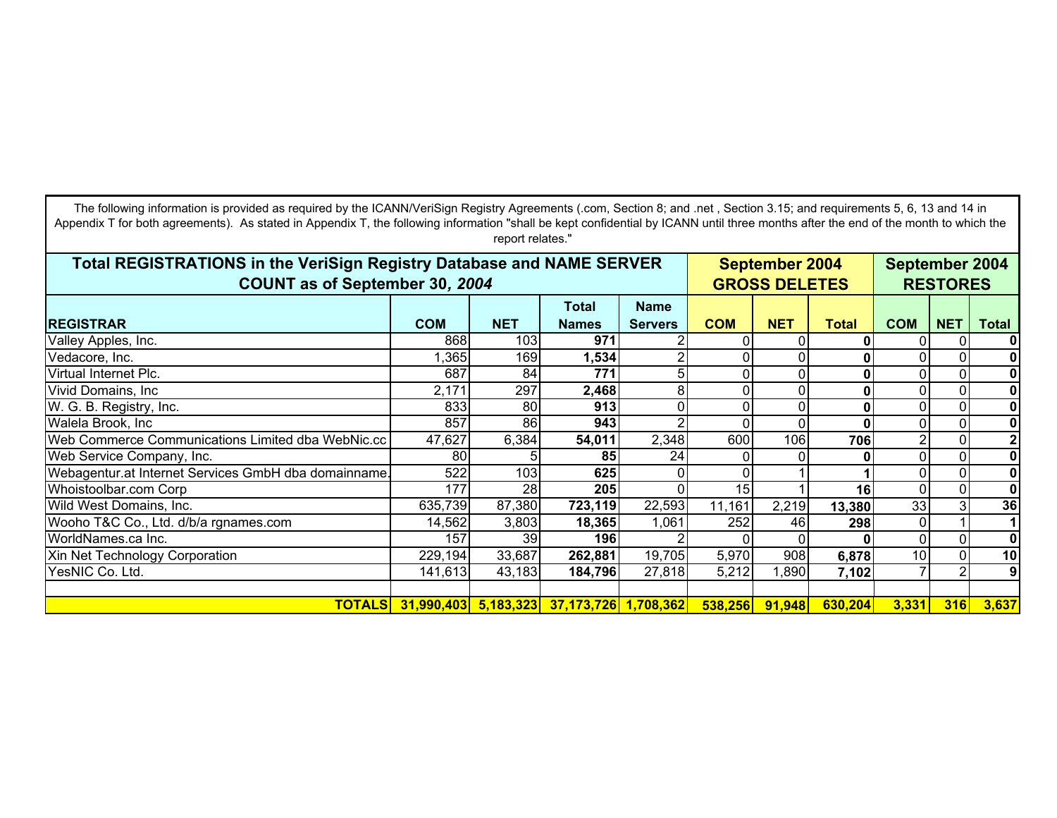The following information is provided as required by the ICANN/VeriSign Registry Agreements (.com, Section 8; and .net , Section 3.15; and requirements 5, 6, 13 and 14 in Appendix T for both agreements). As stated in Appendix T, the following information "shall be kept confidential by ICANN until three months after the end of the month to which the report relates."

| **Total REGISTRATIONS in the VeriSign Registry Database and NAME SERVER COUNT as of September 30, *2004*** | | | | | **September 2004 GROSS DELETES** | | | **September 2004 RESTORES** | | |
|---|---|---|---|---|---|---|---|---|---|---|
| **REGISTRAR** | **COM** | **NET** | **Total Names** | **Name Servers** | **COM** | **NET** | **Total** | **COM** | **NET** | **Total** |
| Valley Apples, Inc. | 868 | 103 | **971** | 2 | 0 | 0 | **0** | 0 | 0 | **0** |
| Vedacore, Inc. | 1,365 | 169 | **1,534** | 2 | 0 | 0 | **0** | 0 | 0 | **0** |
| Virtual Internet Plc. | 687 | 84 | **771** | 5 | 0 | 0 | **0** | 0 | 0 | **0** |
| Vivid Domains, Inc | 2,171 | 297 | **2,468** | 8 | 0 | 0 | **0** | 0 | 0 | **0** |
| W. G. B. Registry, Inc. | 833 | 80 | **913** | 0 | 0 | 0 | **0** | 0 | 0 | **0** |
| Walela Brook, Inc | 857 | 86 | **943** | 2 | 0 | 0 | **0** | 0 | 0 | **0** |
| Web Commerce Communications Limited dba WebNic.cc | 47,627 | 6,384 | **54,011** | 2,348 | 600 | 106 | **706** | 2 | 0 | **2** |
| Web Service Company, Inc. | 80 | 5 | **85** | 24 | 0 | 0 | **0** | 0 | 0 | **0** |
| Webagentur.at Internet Services GmbH dba domainname. | 522 | 103 | **625** | 0 | 0 | 1 | **1** | 0 | 0 | **0** |
| Whoistoolbar.com Corp | 177 | 28 | **205** | 0 | 15 | 1 | **16** | 0 | 0 | **0** |
| Wild West Domains, Inc. | 635,739 | 87,380 | **723,119** | 22,593 | 11,161 | 2,219 | **13,380** | 33 | 3 | **36** |
| Wooho T&C Co., Ltd. d/b/a rgnames.com | 14,562 | 3,803 | **18,365** | 1,061 | 252 | 46 | **298** | 0 | 1 | **1** |
| WorldNames.ca Inc. | 157 | 39 | **196** | 2 | 0 | 0 | **0** | 0 | 0 | **0** |
| Xin Net Technology Corporation | 229,194 | 33,687 | **262,881** | 19,705 | 5,970 | 908 | **6,878** | 10 | 0 | **10** |
| YesNIC Co. Ltd. | 141,613 | 43,183 | **184,796** | 27,818 | 5,212 | 1,890 | **7,102** | 7 | 2 | **9** |
| | | | | | | | | | | |
| **TOTALS** | **31,990,403** | **5,183,323** | **37,173,726** | **1,708,362** | **538,256** | **91,948** | **630,204** | **3,331** | **316** | **3,637** |